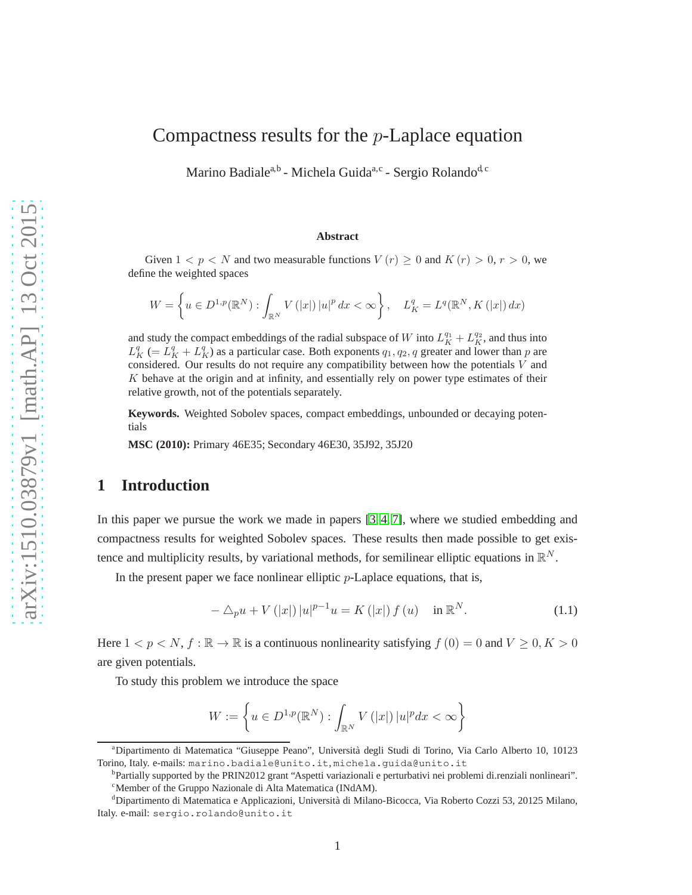# Compactness results for the $p$-Laplace equation

Marino Badiale[a,b] - Michela Guida[a,c] - Sergio Rolando[d,c]

### Abstract

Given $1 < p < N$ and two measurable functions $V(r) \geq 0$ and $K(r) > 0$, $r > 0$, we define the weighted spaces

$$W = \left\{ u \in D^{1,p}(\mathbb{R}^N) : \int_{\mathbb{R}^N} V(|x|) |u|^p \, dx < \infty \right\}, \quad L_K^q = L^q(\mathbb{R}^N, K(|x|) \, dx)$$

and study the compact embeddings of the radial subspace of $W$ into $L_K^{q_1} + L_K^{q_2}$, and thus into $L_K^q$ $(= L_K^q + L_K^q)$ as a particular case. Both exponents $q_1, q_2, q$ greater and lower than $p$ are considered. Our results do not require any compatibility between how the potentials $V$ and $K$ behave at the origin and at infinity, and essentially rely on power type estimates of their relative growth, not of the potentials separately.

**Keywords.** Weighted Sobolev spaces, compact embeddings, unbounded or decaying potentials

**MSC (2010):** Primary 46E35; Secondary 46E30, 35J92, 35J20

## 1 Introduction

In this paper we pursue the work we made in papers [3, 4, 7], where we studied embedding and compactness results for weighted Sobolev spaces. These results then made possible to get existence and multiplicity results, by variational methods, for semilinear elliptic equations in $\mathbb{R}^N$.

In the present paper we face nonlinear elliptic $p$-Laplace equations, that is,

$$-\triangle_p u + V(|x|) |u|^{p-1} u = K(|x|) f(u) \quad \text{in } \mathbb{R}^N. \tag{1.1}$$

Here $1 < p < N$, $f : \mathbb{R} \to \mathbb{R}$ is a continuous nonlinearity satisfying $f(0) = 0$ and $V \geq 0, K > 0$ are given potentials.

To study this problem we introduce the space

$$W := \left\{ u \in D^{1,p}(\mathbb{R}^N) : \int_{\mathbb{R}^N} V(|x|) |u|^p dx < \infty \right\}$$

---

[a] Dipartimento di Matematica "Giuseppe Peano", Università degli Studi di Torino, Via Carlo Alberto 10, 10123 Torino, Italy. e-mails: marino.badiale@unito.it, michela.guida@unito.it

[b] Partially supported by the PRIN2012 grant "Aspetti variazionali e perturbativi nei problemi di.renziali nonlineari".

[c] Member of the Gruppo Nazionale di Alta Matematica (INdAM).

[d] Dipartimento di Matematica e Applicazioni, Università di Milano-Bicocca, Via Roberto Cozzi 53, 20125 Milano, Italy. e-mail: sergio.rolando@unito.it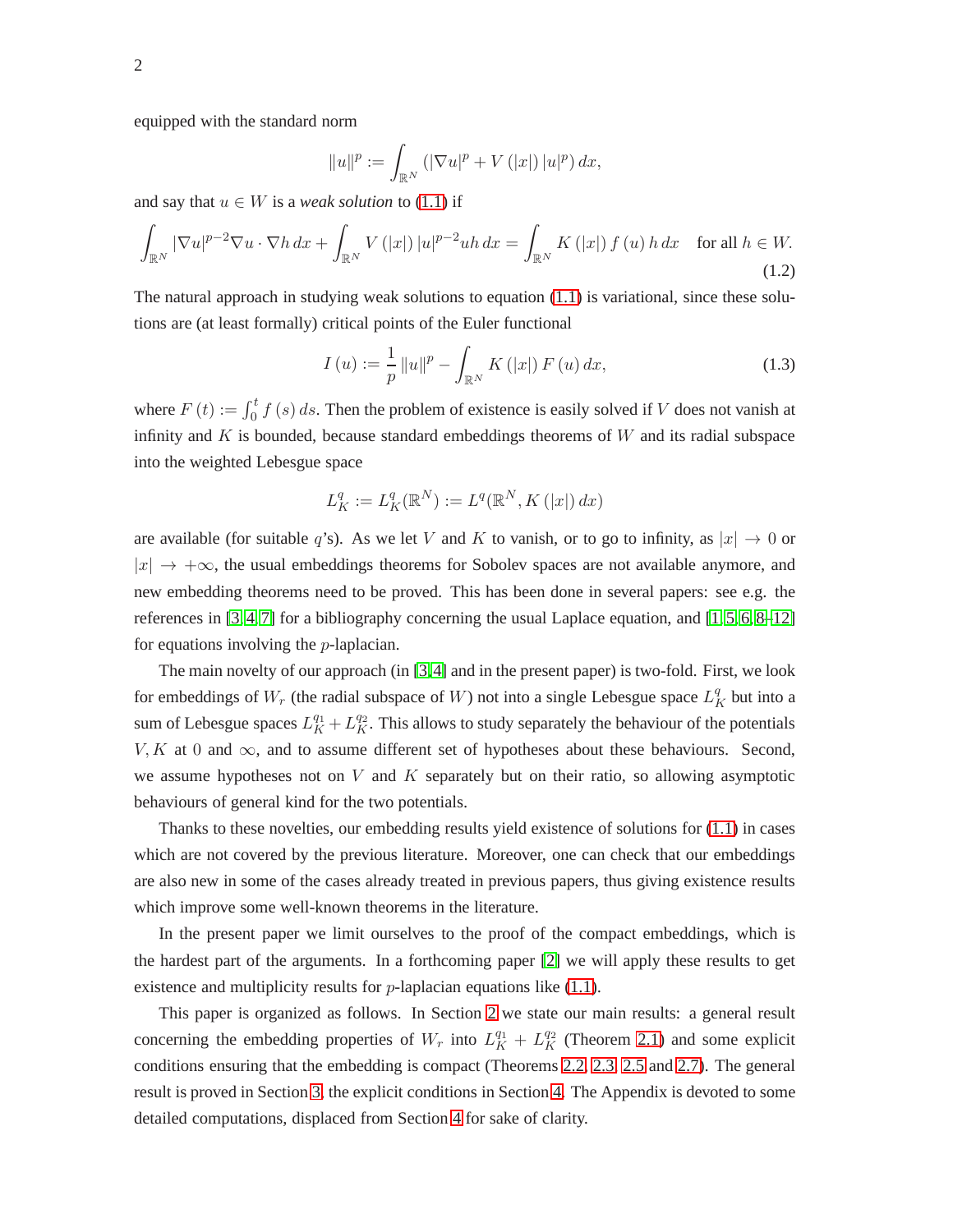equipped with the standard norm

$$\|u\|^p := \int_{\mathbb{R}^N} \left( |\nabla u|^p + V(|x|) |u|^p \right) dx,$$

and say that $u \in W$ is a *weak solution* to (1.1) if

$$\int_{\mathbb{R}^N} |\nabla u|^{p-2} \nabla u \cdot \nabla h \, dx + \int_{\mathbb{R}^N} V(|x|) |u|^{p-2} u h \, dx = \int_{\mathbb{R}^N} K(|x|) f(u) h \, dx \quad \text{for all } h \in W. \tag{1.2}$$

The natural approach in studying weak solutions to equation (1.1) is variational, since these solutions are (at least formally) critical points of the Euler functional

$$I(u) := \frac{1}{p} \|u\|^p - \int_{\mathbb{R}^N} K(|x|) F(u) \, dx, \tag{1.3}$$

where $F(t) := \int_0^t f(s) \, ds$. Then the problem of existence is easily solved if $V$ does not vanish at infinity and $K$ is bounded, because standard embeddings theorems of $W$ and its radial subspace into the weighted Lebesgue space

$$L_K^q := L_K^q(\mathbb{R}^N) := L^q(\mathbb{R}^N, K(|x|) \, dx)$$

are available (for suitable $q$'s). As we let $V$ and $K$ to vanish, or to go to infinity, as $|x| \to 0$ or $|x| \to +\infty$, the usual embeddings theorems for Sobolev spaces are not available anymore, and new embedding theorems need to be proved. This has been done in several papers: see e.g. the references in [3,4,7] for a bibliography concerning the usual Laplace equation, and [1,5,6,8–12] for equations involving the $p$-laplacian.

The main novelty of our approach (in [3,4] and in the present paper) is two-fold. First, we look for embeddings of $W_r$ (the radial subspace of $W$) not into a single Lebesgue space $L_K^q$ but into a sum of Lebesgue spaces $L_K^{q_1} + L_K^{q_2}$. This allows to study separately the behaviour of the potentials $V, K$ at $0$ and $\infty$, and to assume different set of hypotheses about these behaviours. Second, we assume hypotheses not on $V$ and $K$ separately but on their ratio, so allowing asymptotic behaviours of general kind for the two potentials.

Thanks to these novelties, our embedding results yield existence of solutions for (1.1) in cases which are not covered by the previous literature. Moreover, one can check that our embeddings are also new in some of the cases already treated in previous papers, thus giving existence results which improve some well-known theorems in the literature.

In the present paper we limit ourselves to the proof of the compact embeddings, which is the hardest part of the arguments. In a forthcoming paper [2] we will apply these results to get existence and multiplicity results for $p$-laplacian equations like (1.1).

This paper is organized as follows. In Section 2 we state our main results: a general result concerning the embedding properties of $W_r$ into $L_K^{q_1} + L_K^{q_2}$ (Theorem 2.1) and some explicit conditions ensuring that the embedding is compact (Theorems 2.2, 2.3, 2.5 and 2.7). The general result is proved in Section 3, the explicit conditions in Section 4. The Appendix is devoted to some detailed computations, displaced from Section 4 for sake of clarity.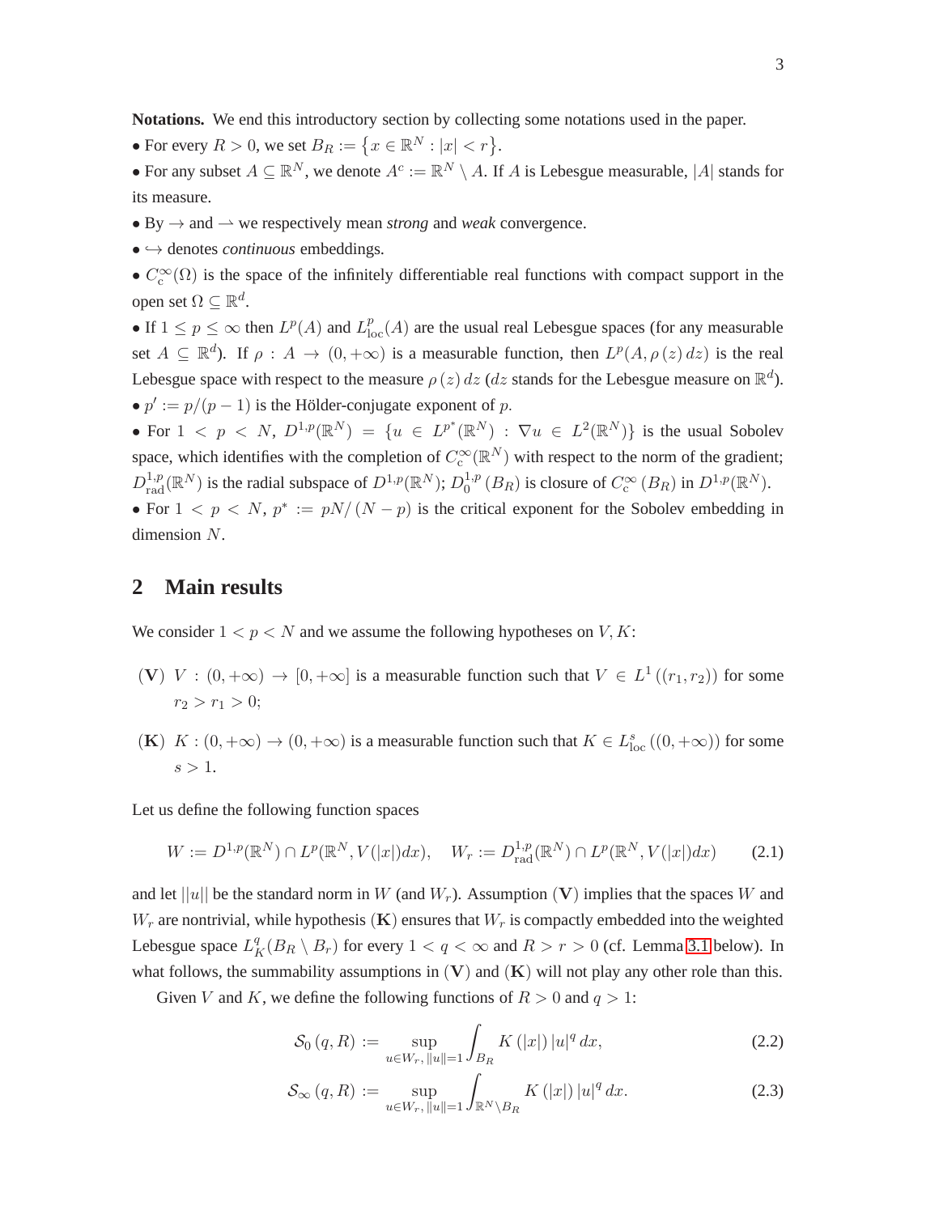**Notations.** We end this introductory section by collecting some notations used in the paper.

• For every $R > 0$, we set $B_R := \left\{ x \in \mathbb{R}^N : |x| < r \right\}$.

• For any subset $A \subseteq \mathbb{R}^N$, we denote $A^c := \mathbb{R}^N \setminus A$. If $A$ is Lebesgue measurable, $|A|$ stands for its measure.

• By $\rightarrow$ and $\rightharpoonup$ we respectively mean *strong* and *weak* convergence.

• $\hookrightarrow$ denotes *continuous* embeddings.

• $C_c^\infty(\Omega)$ is the space of the infinitely differentiable real functions with compact support in the open set $\Omega \subseteq \mathbb{R}^d$.

• If $1 \leq p \leq \infty$ then $L^p(A)$ and $L^p_{\mathrm{loc}}(A)$ are the usual real Lebesgue spaces (for any measurable set $A \subseteq \mathbb{R}^d$). If $\rho : A \rightarrow (0, +\infty)$ is a measurable function, then $L^p(A, \rho(z)\, dz)$ is the real Lebesgue space with respect to the measure $\rho(z)\, dz$ ($dz$ stands for the Lebesgue measure on $\mathbb{R}^d$).

• $p' := p/(p-1)$ is the Hölder-conjugate exponent of $p$.

• For $1 < p < N$, $D^{1,p}(\mathbb{R}^N) = \{ u \in L^{p^*}(\mathbb{R}^N) : \nabla u \in L^2(\mathbb{R}^N) \}$ is the usual Sobolev space, which identifies with the completion of $C_c^\infty(\mathbb{R}^N)$ with respect to the norm of the gradient; $D^{1,p}_{\mathrm{rad}}(\mathbb{R}^N)$ is the radial subspace of $D^{1,p}(\mathbb{R}^N)$; $D^{1,p}_0(B_R)$ is closure of $C_c^\infty(B_R)$ in $D^{1,p}(\mathbb{R}^N)$.

• For $1 < p < N$, $p^* := pN/(N-p)$ is the critical exponent for the Sobolev embedding in dimension $N$.

## 2 Main results

We consider $1 < p < N$ and we assume the following hypotheses on $V, K$:

**(V)** $V : (0, +\infty) \rightarrow [0, +\infty]$ is a measurable function such that $V \in L^1((r_1, r_2))$ for some $r_2 > r_1 > 0$;

**(K)** $K : (0, +\infty) \rightarrow (0, +\infty)$ is a measurable function such that $K \in L^s_{\mathrm{loc}}((0, +\infty))$ for some $s > 1$.

Let us define the following function spaces

$$W := D^{1,p}(\mathbb{R}^N) \cap L^p(\mathbb{R}^N, V(|x|)dx), \quad W_r := D^{1,p}_{\mathrm{rad}}(\mathbb{R}^N) \cap L^p(\mathbb{R}^N, V(|x|)dx) \tag{2.1}$$

and let $||u||$ be the standard norm in $W$ (and $W_r$). Assumption **(V)** implies that the spaces $W$ and $W_r$ are nontrivial, while hypothesis **(K)** ensures that $W_r$ is compactly embedded into the weighted Lebesgue space $L^q_K(B_R \setminus B_r)$ for every $1 < q < \infty$ and $R > r > 0$ (cf. Lemma 3.1 below). In what follows, the summability assumptions in **(V)** and **(K)** will not play any other role than this.

Given $V$ and $K$, we define the following functions of $R > 0$ and $q > 1$:

$$\mathcal{S}_0(q, R) := \sup_{u \in W_r, \|u\| = 1} \int_{B_R} K(|x|) |u|^q \, dx, \tag{2.2}$$

$$\mathcal{S}_\infty(q, R) := \sup_{u \in W_r, \|u\| = 1} \int_{\mathbb{R}^N \setminus B_R} K(|x|) |u|^q \, dx. \tag{2.3}$$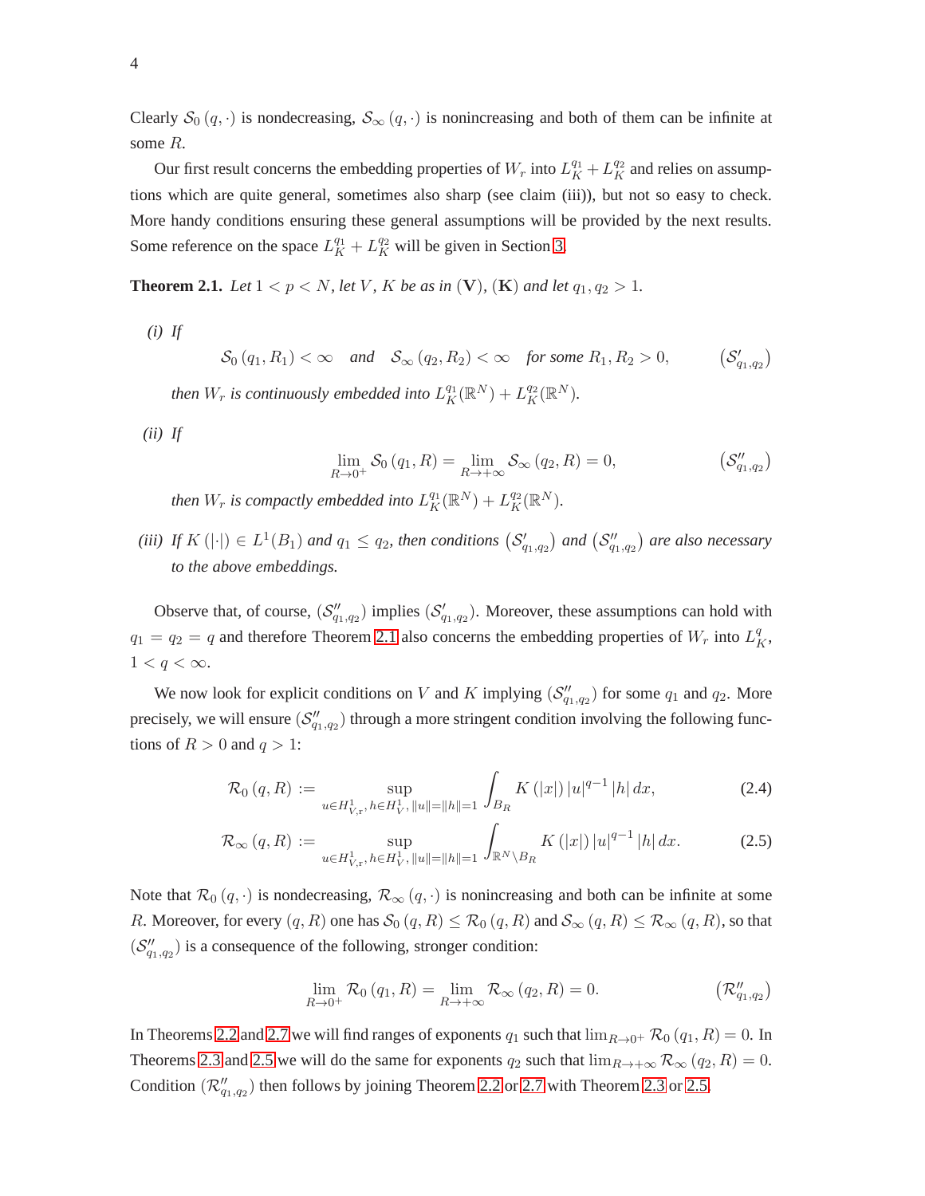Clearly $\mathcal{S}_0(q,\cdot)$ is nondecreasing, $\mathcal{S}_\infty(q,\cdot)$ is nonincreasing and both of them can be infinite at some $R$.

Our first result concerns the embedding properties of $W_r$ into $L^{q_1}_K + L^{q_2}_K$ and relies on assumptions which are quite general, sometimes also sharp (see claim (iii)), but not so easy to check. More handy conditions ensuring these general assumptions will be provided by the next results. Some reference on the space $L^{q_1}_K + L^{q_2}_K$ will be given in Section 3.

**Theorem 2.1.** *Let $1<p<N$, let $V$, $K$ be as in $(\mathbf{V})$, $(\mathbf{K})$ and let $q_1,q_2>1$.*

*(i) If*

$$\mathcal{S}_0(q_1,R_1)<\infty \quad \text{and} \quad \mathcal{S}_\infty(q_2,R_2)<\infty \quad \text{for some } R_1,R_2>0, \tag{$\mathcal{S}'_{q_1,q_2}$}$$

*then $W_r$ is continuously embedded into $L^{q_1}_K(\mathbb{R}^N)+L^{q_2}_K(\mathbb{R}^N)$.*

*(ii) If*

$$\lim_{R\to 0^+}\mathcal{S}_0(q_1,R)=\lim_{R\to+\infty}\mathcal{S}_\infty(q_2,R)=0, \tag{$\mathcal{S}''_{q_1,q_2}$}$$

*then $W_r$ is compactly embedded into $L^{q_1}_K(\mathbb{R}^N)+L^{q_2}_K(\mathbb{R}^N)$.*

*(iii) If $K(|\cdot|)\in L^1(B_1)$ and $q_1\le q_2$, then conditions $(\mathcal{S}'_{q_1,q_2})$ and $(\mathcal{S}''_{q_1,q_2})$ are also necessary to the above embeddings.*

Observe that, of course, $(\mathcal{S}''_{q_1,q_2})$ implies $(\mathcal{S}'_{q_1,q_2})$. Moreover, these assumptions can hold with $q_1=q_2=q$ and therefore Theorem 2.1 also concerns the embedding properties of $W_r$ into $L^q_K$, $1<q<\infty$.

We now look for explicit conditions on $V$ and $K$ implying $(\mathcal{S}''_{q_1,q_2})$ for some $q_1$ and $q_2$. More precisely, we will ensure $(\mathcal{S}''_{q_1,q_2})$ through a more stringent condition involving the following functions of $R>0$ and $q>1$:

$$\mathcal{R}_0(q,R):=\sup_{u\in H^1_{V,\mathrm{r}},\, h\in H^1_V,\, \|u\|=\|h\|=1}\int_{B_R}K(|x|)\,|u|^{q-1}\,|h|\,dx, \tag{2.4}$$

$$\mathcal{R}_\infty(q,R):=\sup_{u\in H^1_{V,\mathrm{r}},\, h\in H^1_V,\, \|u\|=\|h\|=1}\int_{\mathbb{R}^N\setminus B_R}K(|x|)\,|u|^{q-1}\,|h|\,dx. \tag{2.5}$$

Note that $\mathcal{R}_0(q,\cdot)$ is nondecreasing, $\mathcal{R}_\infty(q,\cdot)$ is nonincreasing and both can be infinite at some $R$. Moreover, for every $(q,R)$ one has $\mathcal{S}_0(q,R)\le\mathcal{R}_0(q,R)$ and $\mathcal{S}_\infty(q,R)\le\mathcal{R}_\infty(q,R)$, so that $(\mathcal{S}''_{q_1,q_2})$ is a consequence of the following, stronger condition:

$$\lim_{R\to 0^+}\mathcal{R}_0(q_1,R)=\lim_{R\to+\infty}\mathcal{R}_\infty(q_2,R)=0. \tag{$\mathcal{R}''_{q_1,q_2}$}$$

In Theorems 2.2 and 2.7 we will find ranges of exponents $q_1$ such that $\lim_{R\to 0^+}\mathcal{R}_0(q_1,R)=0$. In Theorems 2.3 and 2.5 we will do the same for exponents $q_2$ such that $\lim_{R\to+\infty}\mathcal{R}_\infty(q_2,R)=0$. Condition $(\mathcal{R}''_{q_1,q_2})$ then follows by joining Theorem 2.2 or 2.7 with Theorem 2.3 or 2.5.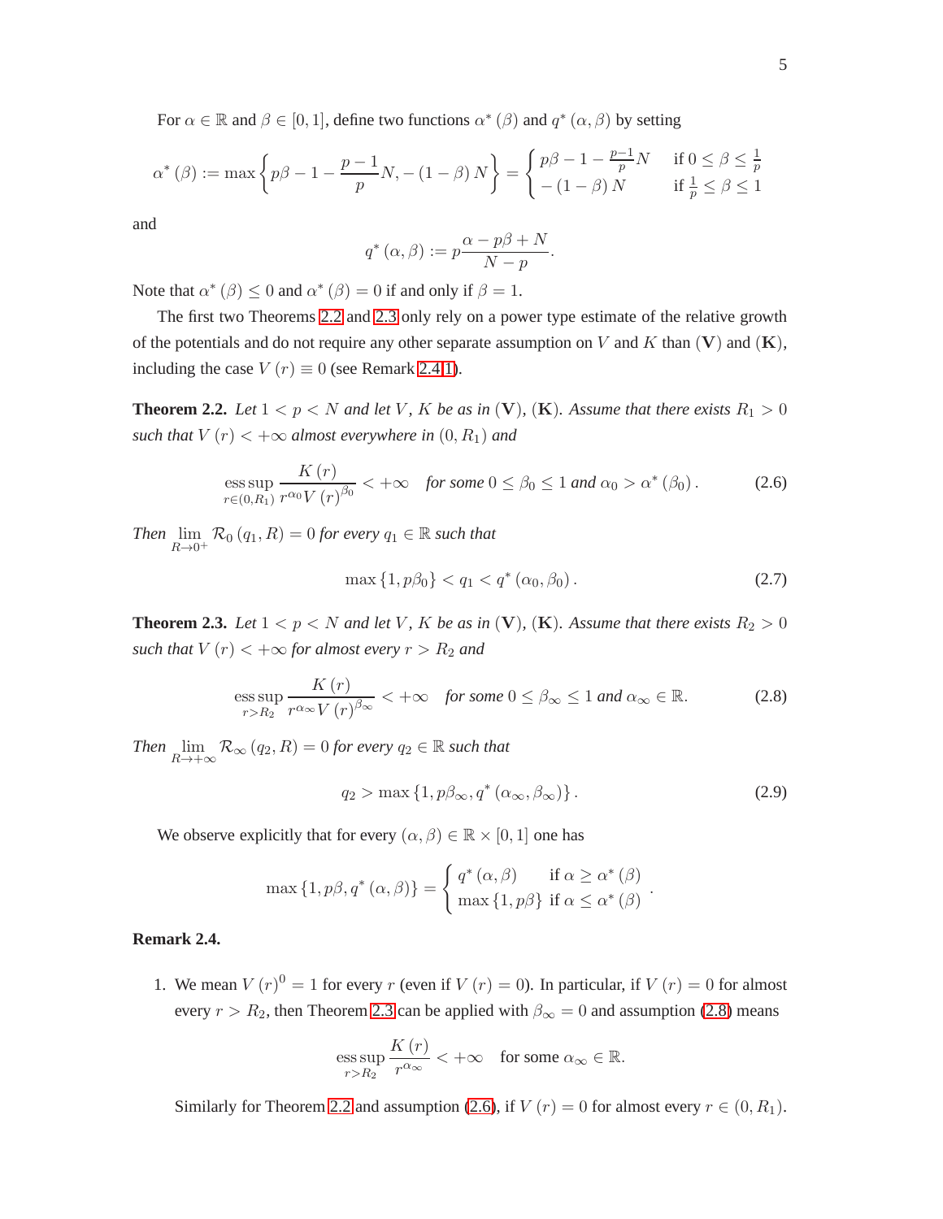For $\alpha \in \mathbb{R}$ and $\beta \in [0,1]$, define two functions $\alpha^*(\beta)$ and $q^*(\alpha,\beta)$ by setting

$$\alpha^*(\beta) := \max\left\{p\beta - 1 - \frac{p-1}{p}N, -(1-\beta)N\right\} = \begin{cases} p\beta - 1 - \frac{p-1}{p}N & \text{if } 0 \le \beta \le \frac{1}{p} \\ -(1-\beta)N & \text{if } \frac{1}{p} \le \beta \le 1 \end{cases}$$

and

$$q^*(\alpha,\beta) := p\frac{\alpha - p\beta + N}{N-p}.$$

Note that $\alpha^*(\beta) \le 0$ and $\alpha^*(\beta) = 0$ if and only if $\beta = 1$.

The first two Theorems 2.2 and 2.3 only rely on a power type estimate of the relative growth of the potentials and do not require any other separate assumption on $V$ and $K$ than $(\mathbf{V})$ and $(\mathbf{K})$, including the case $V(r) \equiv 0$ (see Remark 2.4.1).

**Theorem 2.2.** *Let $1 < p < N$ and let $V$, $K$ be as in $(\mathbf{V})$, $(\mathbf{K})$. Assume that there exists $R_1 > 0$ such that $V(r) < +\infty$ almost everywhere in $(0, R_1)$ and*

$$\operatorname*{ess\,sup}_{r\in(0,R_1)} \frac{K(r)}{r^{\alpha_0}V(r)^{\beta_0}} < +\infty \quad \text{for some } 0 \le \beta_0 \le 1 \text{ and } \alpha_0 > \alpha^*(\beta_0). \tag{2.6}$$

*Then $\lim_{R\to 0^+} \mathcal{R}_0(q_1, R) = 0$ for every $q_1 \in \mathbb{R}$ such that*

$$\max\{1, p\beta_0\} < q_1 < q^*(\alpha_0, \beta_0). \tag{2.7}$$

**Theorem 2.3.** *Let $1 < p < N$ and let $V$, $K$ be as in $(\mathbf{V})$, $(\mathbf{K})$. Assume that there exists $R_2 > 0$ such that $V(r) < +\infty$ for almost every $r > R_2$ and*

$$\operatorname*{ess\,sup}_{r>R_2} \frac{K(r)}{r^{\alpha_\infty}V(r)^{\beta_\infty}} < +\infty \quad \text{for some } 0 \le \beta_\infty \le 1 \text{ and } \alpha_\infty \in \mathbb{R}. \tag{2.8}$$

*Then $\lim_{R\to+\infty} \mathcal{R}_\infty(q_2, R) = 0$ for every $q_2 \in \mathbb{R}$ such that*

$$q_2 > \max\{1, p\beta_\infty, q^*(\alpha_\infty, \beta_\infty)\}. \tag{2.9}$$

We observe explicitly that for every $(\alpha,\beta) \in \mathbb{R}\times[0,1]$ one has

$$\max\{1, p\beta, q^*(\alpha,\beta)\} = \begin{cases} q^*(\alpha,\beta) & \text{if } \alpha \ge \alpha^*(\beta) \\ \max\{1, p\beta\} & \text{if } \alpha \le \alpha^*(\beta) \end{cases}.$$

**Remark 2.4.**

1. We mean $V(r)^0 = 1$ for every $r$ (even if $V(r) = 0$). In particular, if $V(r) = 0$ for almost every $r > R_2$, then Theorem 2.3 can be applied with $\beta_\infty = 0$ and assumption (2.8) means

$$\operatorname*{ess\,sup}_{r>R_2} \frac{K(r)}{r^{\alpha_\infty}} < +\infty \quad \text{for some } \alpha_\infty \in \mathbb{R}.$$

Similarly for Theorem 2.2 and assumption (2.6), if $V(r) = 0$ for almost every $r \in (0, R_1)$.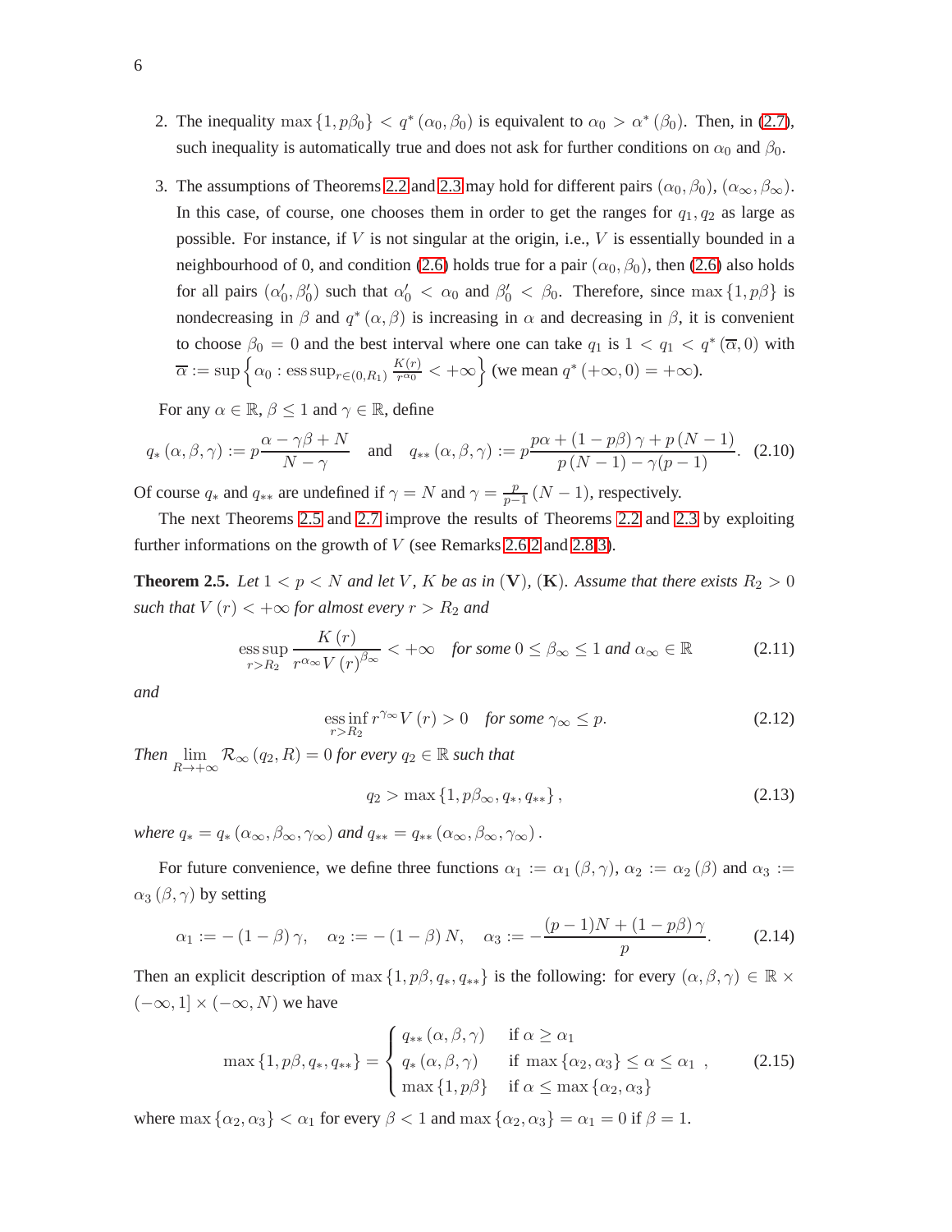2. The inequality $\max\{1, p\beta_0\} < q^*(\alpha_0, \beta_0)$ is equivalent to $\alpha_0 > \alpha^*(\beta_0)$. Then, in (2.7), such inequality is automatically true and does not ask for further conditions on $\alpha_0$ and $\beta_0$.

3. The assumptions of Theorems 2.2 and 2.3 may hold for different pairs $(\alpha_0, \beta_0)$, $(\alpha_\infty, \beta_\infty)$. In this case, of course, one chooses them in order to get the ranges for $q_1, q_2$ as large as possible. For instance, if $V$ is not singular at the origin, i.e., $V$ is essentially bounded in a neighbourhood of 0, and condition (2.6) holds true for a pair $(\alpha_0, \beta_0)$, then (2.6) also holds for all pairs $(\alpha_0', \beta_0')$ such that $\alpha_0' < \alpha_0$ and $\beta_0' < \beta_0$. Therefore, since $\max\{1, p\beta\}$ is nondecreasing in $\beta$ and $q^*(\alpha, \beta)$ is increasing in $\alpha$ and decreasing in $\beta$, it is convenient to choose $\beta_0 = 0$ and the best interval where one can take $q_1$ is $1 < q_1 < q^*(\overline{\alpha}, 0)$ with $\overline{\alpha} := \sup\left\{\alpha_0 : \operatorname{ess\,sup}_{r\in(0,R_1)} \frac{K(r)}{r^{\alpha_0}} < +\infty\right\}$ (we mean $q^*(+\infty, 0) = +\infty$).

For any $\alpha \in \mathbb{R}$, $\beta \leq 1$ and $\gamma \in \mathbb{R}$, define

$$q_*(\alpha, \beta, \gamma) := p\frac{\alpha - \gamma\beta + N}{N - \gamma} \quad \text{and} \quad q_{**}(\alpha, \beta, \gamma) := p\frac{p\alpha + (1 - p\beta)\gamma + p(N-1)}{p(N-1) - \gamma(p-1)}. \tag{2.10}$$

Of course $q_*$ and $q_{**}$ are undefined if $\gamma = N$ and $\gamma = \frac{p}{p-1}(N-1)$, respectively.

The next Theorems 2.5 and 2.7 improve the results of Theorems 2.2 and 2.3 by exploiting further informations on the growth of $V$ (see Remarks 2.6.2 and 2.8.3).

**Theorem 2.5.** *Let $1 < p < N$ and let $V$, $K$ be as in* $(\mathbf{V})$, $(\mathbf{K})$. *Assume that there exists $R_2 > 0$ such that $V(r) < +\infty$ for almost every $r > R_2$ and*

$$\operatorname*{ess\,sup}_{r > R_2} \frac{K(r)}{r^{\alpha_\infty} V(r)^{\beta_\infty}} < +\infty \quad \textit{for some } 0 \leq \beta_\infty \leq 1 \textit{ and } \alpha_\infty \in \mathbb{R} \tag{2.11}$$

*and*

$$\operatorname*{ess\,inf}_{r > R_2} r^{\gamma_\infty} V(r) > 0 \quad \textit{for some } \gamma_\infty \leq p. \tag{2.12}$$

*Then $\lim_{R\to+\infty} \mathcal{R}_\infty(q_2, R) = 0$ for every $q_2 \in \mathbb{R}$ such that*

$$q_2 > \max\{1, p\beta_\infty, q_*, q_{**}\}, \tag{2.13}$$

*where $q_* = q_*(\alpha_\infty, \beta_\infty, \gamma_\infty)$ and $q_{**} = q_{**}(\alpha_\infty, \beta_\infty, \gamma_\infty)$.*

For future convenience, we define three functions $\alpha_1 := \alpha_1(\beta, \gamma)$, $\alpha_2 := \alpha_2(\beta)$ and $\alpha_3 := \alpha_3(\beta, \gamma)$ by setting

$$\alpha_1 := -(1-\beta)\gamma, \quad \alpha_2 := -(1-\beta)N, \quad \alpha_3 := -\frac{(p-1)N + (1 - p\beta)\gamma}{p}. \tag{2.14}$$

Then an explicit description of $\max\{1, p\beta, q_*, q_{**}\}$ is the following: for every $(\alpha, \beta, \gamma) \in \mathbb{R} \times (-\infty, 1] \times (-\infty, N)$ we have

$$\max\{1, p\beta, q_*, q_{**}\} = \begin{cases} q_{**}(\alpha, \beta, \gamma) & \text{if } \alpha \geq \alpha_1 \\ q_*(\alpha, \beta, \gamma) & \text{if } \max\{\alpha_2, \alpha_3\} \leq \alpha \leq \alpha_1 \\ \max\{1, p\beta\} & \text{if } \alpha \leq \max\{\alpha_2, \alpha_3\} \end{cases}, \tag{2.15}$$

where $\max\{\alpha_2, \alpha_3\} < \alpha_1$ for every $\beta < 1$ and $\max\{\alpha_2, \alpha_3\} = \alpha_1 = 0$ if $\beta = 1$.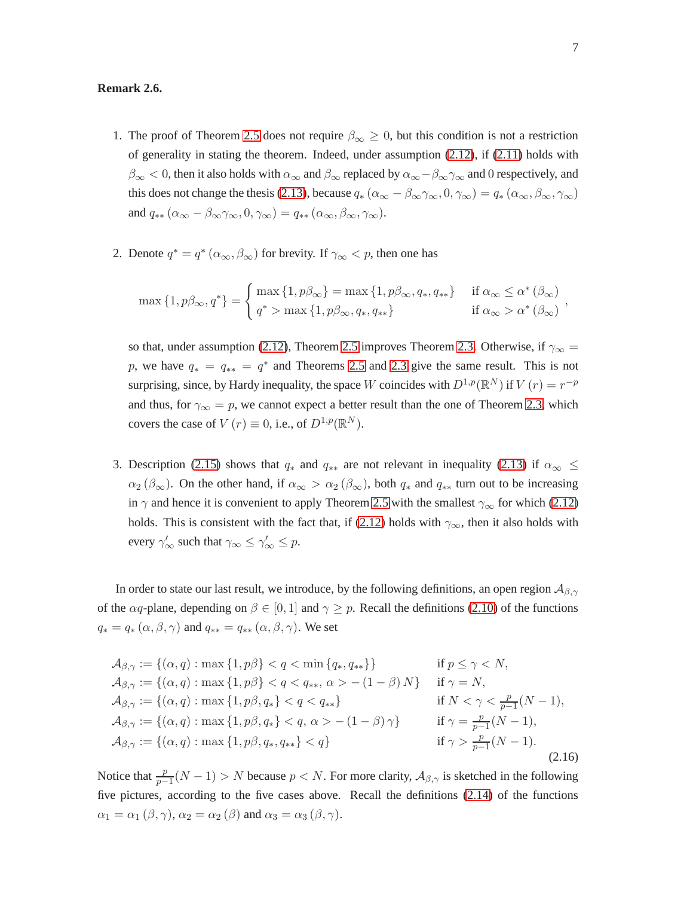**Remark 2.6.**

1. The proof of Theorem 2.5 does not require $\beta_\infty \geq 0$, but this condition is not a restriction of generality in stating the theorem. Indeed, under assumption (2.12), if (2.11) holds with $\beta_\infty < 0$, then it also holds with $\alpha_\infty$ and $\beta_\infty$ replaced by $\alpha_\infty - \beta_\infty \gamma_\infty$ and $0$ respectively, and this does not change the thesis (2.13), because $q_* \left(\alpha_\infty - \beta_\infty \gamma_\infty, 0, \gamma_\infty\right) = q_* \left(\alpha_\infty, \beta_\infty, \gamma_\infty\right)$ and $q_{**} \left(\alpha_\infty - \beta_\infty \gamma_\infty, 0, \gamma_\infty\right) = q_{**} \left(\alpha_\infty, \beta_\infty, \gamma_\infty\right)$.

2. Denote $q^* = q^* \left(\alpha_\infty, \beta_\infty\right)$ for brevity. If $\gamma_\infty < p$, then one has

$$\max\left\{1, p\beta_\infty, q^*\right\} = \begin{cases} \max\left\{1, p\beta_\infty\right\} = \max\left\{1, p\beta_\infty, q_*, q_{**}\right\} & \text{if } \alpha_\infty \leq \alpha^* \left(\beta_\infty\right) \\ q^* > \max\left\{1, p\beta_\infty, q_*, q_{**}\right\} & \text{if } \alpha_\infty > \alpha^* \left(\beta_\infty\right) \end{cases},$$

so that, under assumption (2.12), Theorem 2.5 improves Theorem 2.3. Otherwise, if $\gamma_\infty = p$, we have $q_* = q_{**} = q^*$ and Theorems 2.5 and 2.3 give the same result. This is not surprising, since, by Hardy inequality, the space $W$ coincides with $D^{1,p}(\mathbb{R}^N)$ if $V(r) = r^{-p}$ and thus, for $\gamma_\infty = p$, we cannot expect a better result than the one of Theorem 2.3, which covers the case of $V(r) \equiv 0$, i.e., of $D^{1,p}(\mathbb{R}^N)$.

3. Description (2.15) shows that $q_*$ and $q_{**}$ are not relevant in inequality (2.13) if $\alpha_\infty \leq \alpha_2 \left(\beta_\infty\right)$. On the other hand, if $\alpha_\infty > \alpha_2 \left(\beta_\infty\right)$, both $q_*$ and $q_{**}$ turn out to be increasing in $\gamma$ and hence it is convenient to apply Theorem 2.5 with the smallest $\gamma_\infty$ for which (2.12) holds. This is consistent with the fact that, if (2.12) holds with $\gamma_\infty$, then it also holds with every $\gamma'_\infty$ such that $\gamma_\infty \leq \gamma'_\infty \leq p$.

In order to state our last result, we introduce, by the following definitions, an open region $\mathcal{A}_{\beta,\gamma}$ of the $\alpha q$-plane, depending on $\beta \in [0,1]$ and $\gamma \geq p$. Recall the definitions (2.10) of the functions $q_* = q_* \left(\alpha, \beta, \gamma\right)$ and $q_{**} = q_{**} \left(\alpha, \beta, \gamma\right)$. We set

$$\begin{array}{ll}
\mathcal{A}_{\beta,\gamma} := \left\{(\alpha, q) : \max\left\{1, p\beta\right\} < q < \min\left\{q_*, q_{**}\right\}\right\} & \text{if } p \leq \gamma < N, \\
\mathcal{A}_{\beta,\gamma} := \left\{(\alpha, q) : \max\left\{1, p\beta\right\} < q < q_{**},\, \alpha > -\left(1-\beta\right) N\right\} & \text{if } \gamma = N, \\
\mathcal{A}_{\beta,\gamma} := \left\{(\alpha, q) : \max\left\{1, p\beta, q_*\right\} < q < q_{**}\right\} & \text{if } N < \gamma < \frac{p}{p-1}(N-1), \\
\mathcal{A}_{\beta,\gamma} := \left\{(\alpha, q) : \max\left\{1, p\beta, q_*\right\} < q,\, \alpha > -\left(1-\beta\right)\gamma\right\} & \text{if } \gamma = \frac{p}{p-1}(N-1), \\
\mathcal{A}_{\beta,\gamma} := \left\{(\alpha, q) : \max\left\{1, p\beta, q_*, q_{**}\right\} < q\right\} & \text{if } \gamma > \frac{p}{p-1}(N-1).
\end{array} \tag{2.16}$$

Notice that $\frac{p}{p-1}(N-1) > N$ because $p < N$. For more clarity, $\mathcal{A}_{\beta,\gamma}$ is sketched in the following five pictures, according to the five cases above. Recall the definitions (2.14) of the functions $\alpha_1 = \alpha_1 \left(\beta, \gamma\right)$, $\alpha_2 = \alpha_2 \left(\beta\right)$ and $\alpha_3 = \alpha_3 \left(\beta, \gamma\right)$.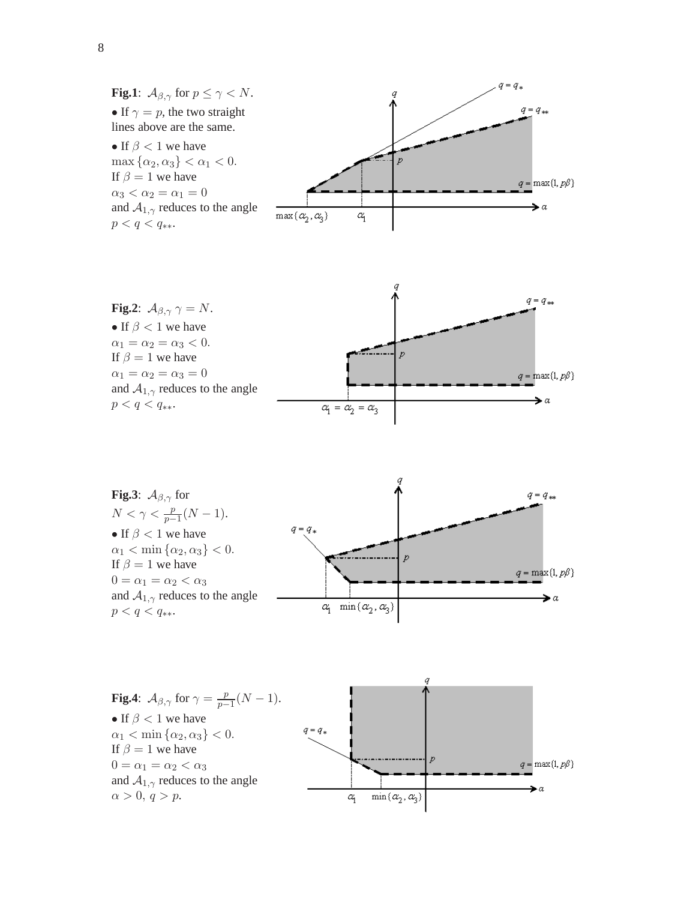**Fig.1**: $\mathcal{A}_{\beta,\gamma}$ for $p \le \gamma < N$.

- If $\gamma = p$, the two straight lines above are the same.
- If $\beta < 1$ we have $\max\{\alpha_2, \alpha_3\} < \alpha_1 < 0$. If $\beta = 1$ we have $\alpha_3 < \alpha_2 = \alpha_1 = 0$ and $\mathcal{A}_{1,\gamma}$ reduces to the angle $p < q < q_{**}$.

**Fig.2**: $\mathcal{A}_{\beta,\gamma}$ $\gamma = N$.

- If $\beta < 1$ we have $\alpha_1 = \alpha_2 = \alpha_3 < 0$. If $\beta = 1$ we have $\alpha_1 = \alpha_2 = \alpha_3 = 0$ and $\mathcal{A}_{1,\gamma}$ reduces to the angle $p < q < q_{**}$.

**Fig.3**: $\mathcal{A}_{\beta,\gamma}$ for $N < \gamma < \frac{p}{p-1}(N-1)$.

- If $\beta < 1$ we have $\alpha_1 < \min\{\alpha_2, \alpha_3\} < 0$. If $\beta = 1$ we have $0 = \alpha_1 = \alpha_2 < \alpha_3$ and $\mathcal{A}_{1,\gamma}$ reduces to the angle $p < q < q_{**}$.

**Fig.4**: $\mathcal{A}_{\beta,\gamma}$ for $\gamma = \frac{p}{p-1}(N-1)$.

- If $\beta < 1$ we have $\alpha_1 < \min\{\alpha_2, \alpha_3\} < 0$. If $\beta = 1$ we have $0 = \alpha_1 = \alpha_2 < \alpha_3$ and $\mathcal{A}_{1,\gamma}$ reduces to the angle $\alpha > 0$, $q > p$.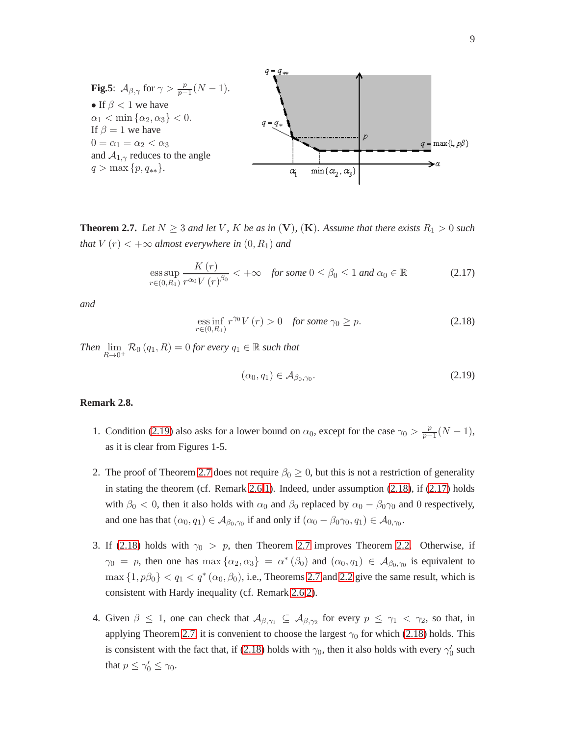**Fig.5**: $\mathcal{A}_{\beta,\gamma}$ for $\gamma > \frac{p}{p-1}(N-1)$.
• If $\beta < 1$ we have $\alpha_1 < \min\{\alpha_2, \alpha_3\} < 0$.
If $\beta = 1$ we have $0 = \alpha_1 = \alpha_2 < \alpha_3$ and $\mathcal{A}_{1,\gamma}$ reduces to the angle $q > \max\{p, q_{**}\}$.

**Theorem 2.7.** *Let $N \geq 3$ and let $V$, $K$ be as in* $(\mathbf{V})$, $(\mathbf{K})$. *Assume that there exists $R_1 > 0$ such that $V(r) < +\infty$ almost everywhere in $(0, R_1)$ and*

$$\operatorname*{ess\,sup}_{r\in(0,R_1)} \frac{K(r)}{r^{\alpha_0} V(r)^{\beta_0}} < +\infty \quad \text{for some } 0 \leq \beta_0 \leq 1 \text{ and } \alpha_0 \in \mathbb{R} \tag{2.17}$$

*and*

$$\operatorname*{ess\,inf}_{r\in(0,R_1)} r^{\gamma_0} V(r) > 0 \quad \text{for some } \gamma_0 \geq p. \tag{2.18}$$

*Then $\lim_{R\to 0^+} \mathcal{R}_0(q_1, R) = 0$ for every $q_1 \in \mathbb{R}$ such that*

$$(\alpha_0, q_1) \in \mathcal{A}_{\beta_0,\gamma_0}. \tag{2.19}$$

**Remark 2.8.**

1. Condition (2.19) also asks for a lower bound on $\alpha_0$, except for the case $\gamma_0 > \frac{p}{p-1}(N-1)$, as it is clear from Figures 1-5.

2. The proof of Theorem 2.7 does not require $\beta_0 \geq 0$, but this is not a restriction of generality in stating the theorem (cf. Remark 2.6.1). Indeed, under assumption (2.18), if (2.17) holds with $\beta_0 < 0$, then it also holds with $\alpha_0$ and $\beta_0$ replaced by $\alpha_0 - \beta_0\gamma_0$ and $0$ respectively, and one has that $(\alpha_0, q_1) \in \mathcal{A}_{\beta_0,\gamma_0}$ if and only if $(\alpha_0 - \beta_0\gamma_0, q_1) \in \mathcal{A}_{0,\gamma_0}$.

3. If (2.18) holds with $\gamma_0 > p$, then Theorem 2.7 improves Theorem 2.2. Otherwise, if $\gamma_0 = p$, then one has $\max\{\alpha_2, \alpha_3\} = \alpha^*(\beta_0)$ and $(\alpha_0, q_1) \in \mathcal{A}_{\beta_0,\gamma_0}$ is equivalent to $\max\{1, p\beta_0\} < q_1 < q^*(\alpha_0, \beta_0)$, i.e., Theorems 2.7 and 2.2 give the same result, which is consistent with Hardy inequality (cf. Remark 2.6.2).

4. Given $\beta \leq 1$, one can check that $\mathcal{A}_{\beta,\gamma_1} \subseteq \mathcal{A}_{\beta,\gamma_2}$ for every $p \leq \gamma_1 < \gamma_2$, so that, in applying Theorem 2.7, it is convenient to choose the largest $\gamma_0$ for which (2.18) holds. This is consistent with the fact that, if (2.18) holds with $\gamma_0$, then it also holds with every $\gamma_0'$ such that $p \leq \gamma_0' \leq \gamma_0$.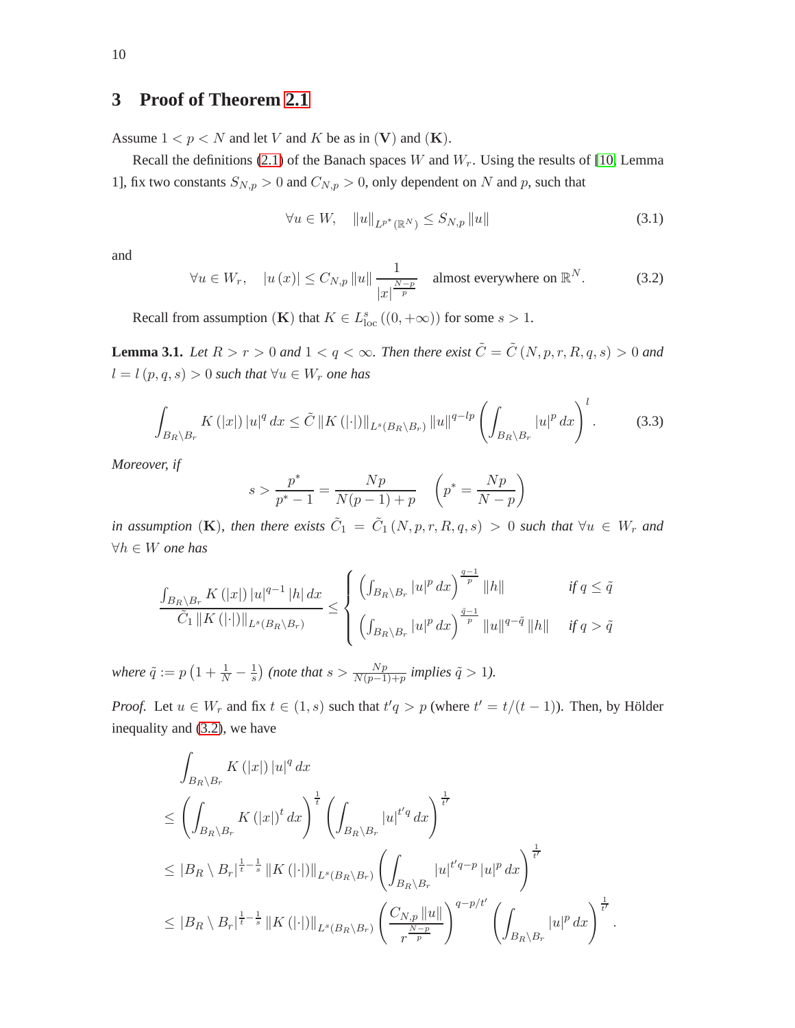## 3 Proof of Theorem 2.1

Assume $1 < p < N$ and let $V$ and $K$ be as in $(\mathbf{V})$ and $(\mathbf{K})$.

Recall the definitions (2.1) of the Banach spaces $W$ and $W_r$. Using the results of [10, Lemma 1], fix two constants $S_{N,p} > 0$ and $C_{N,p} > 0$, only dependent on $N$ and $p$, such that

$$\forall u \in W, \quad \|u\|_{L^{p^*}(\mathbb{R}^N)} \leq S_{N,p} \|u\| \tag{3.1}$$

and

$$\forall u \in W_r, \quad |u(x)| \leq C_{N,p} \|u\| \frac{1}{|x|^{\frac{N-p}{p}}} \quad \text{almost everywhere on } \mathbb{R}^N. \tag{3.2}$$

Recall from assumption $(\mathbf{K})$ that $K \in L^s_{\mathrm{loc}}((0, +\infty))$ for some $s > 1$.

**Lemma 3.1.** *Let $R > r > 0$ and $1 < q < \infty$. Then there exist $\tilde{C} = \tilde{C}(N, p, r, R, q, s) > 0$ and $l = l(p, q, s) > 0$ such that $\forall u \in W_r$ one has*

$$\int_{B_R \setminus B_r} K(|x|) |u|^q \, dx \leq \tilde{C} \|K(|\cdot|)\|_{L^s(B_R \setminus B_r)} \|u\|^{q-lp} \left( \int_{B_R \setminus B_r} |u|^p \, dx \right)^l. \tag{3.3}$$

*Moreover, if*

$$s > \frac{p^*}{p^* - 1} = \frac{Np}{N(p-1) + p} \quad \left( p^* = \frac{Np}{N-p} \right)$$

*in assumption $(\mathbf{K})$, then there exists $\tilde{C}_1 = \tilde{C}_1(N, p, r, R, q, s) > 0$ such that $\forall u \in W_r$ and $\forall h \in W$ one has*

$$\frac{\int_{B_R \setminus B_r} K(|x|) |u|^{q-1} |h| \, dx}{\tilde{C}_1 \|K(|\cdot|)\|_{L^s(B_R \setminus B_r)}} \leq \begin{cases} \left( \int_{B_R \setminus B_r} |u|^p \, dx \right)^{\frac{q-1}{p}} \|h\| & \text{if } q \leq \tilde{q} \\ \left( \int_{B_R \setminus B_r} |u|^p \, dx \right)^{\frac{\tilde{q}-1}{p}} \|u\|^{q-\tilde{q}} \|h\| & \text{if } q > \tilde{q} \end{cases}$$

*where $\tilde{q} := p\left(1 + \frac{1}{N} - \frac{1}{s}\right)$ (note that $s > \frac{Np}{N(p-1)+p}$ implies $\tilde{q} > 1$).*

*Proof.* Let $u \in W_r$ and fix $t \in (1, s)$ such that $t'q > p$ (where $t' = t/(t-1)$). Then, by Hölder inequality and (3.2), we have

$$\begin{aligned}
&\int_{B_R \setminus B_r} K(|x|) |u|^q \, dx \\
&\leq \left( \int_{B_R \setminus B_r} K(|x|)^t \, dx \right)^{\frac{1}{t}} \left( \int_{B_R \setminus B_r} |u|^{t'q} \, dx \right)^{\frac{1}{t'}} \\
&\leq |B_R \setminus B_r|^{\frac{1}{t} - \frac{1}{s}} \|K(|\cdot|)\|_{L^s(B_R \setminus B_r)} \left( \int_{B_R \setminus B_r} |u|^{t'q-p} |u|^p \, dx \right)^{\frac{1}{t'}} \\
&\leq |B_R \setminus B_r|^{\frac{1}{t} - \frac{1}{s}} \|K(|\cdot|)\|_{L^s(B_R \setminus B_r)} \left( \frac{C_{N,p} \|u\|}{r^{\frac{N-p}{p}}} \right)^{q-p/t'} \left( \int_{B_R \setminus B_r} |u|^p \, dx \right)^{\frac{1}{t'}}.
\end{aligned}$$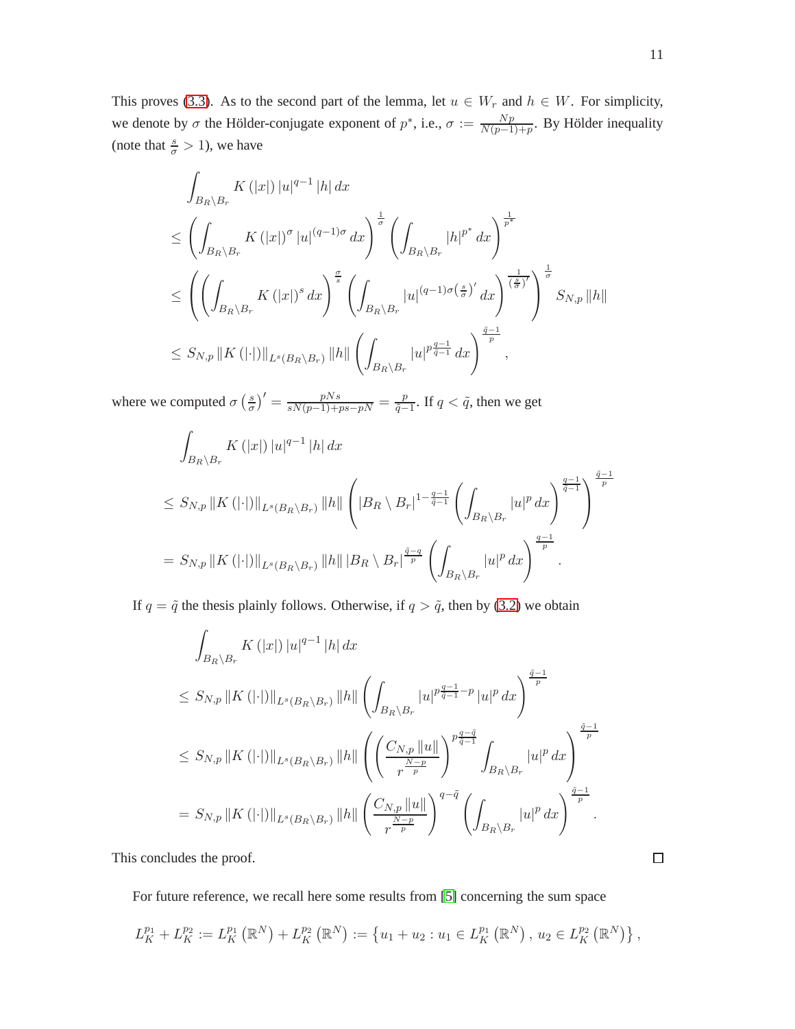This proves (3.3). As to the second part of the lemma, let $u \in W_r$ and $h \in W$. For simplicity, we denote by $\sigma$ the Hölder-conjugate exponent of $p^*$, i.e., $\sigma := \frac{Np}{N(p-1)+p}$. By Hölder inequality (note that $\frac{s}{\sigma} > 1$), we have

$$
\begin{aligned}
&\int_{B_R \setminus B_r} K(|x|) |u|^{q-1} |h| \, dx \\
&\leq \left( \int_{B_R \setminus B_r} K(|x|)^{\sigma} |u|^{(q-1)\sigma} \, dx \right)^{\frac{1}{\sigma}} \left( \int_{B_R \setminus B_r} |h|^{p^*} \, dx \right)^{\frac{1}{p^*}} \\
&\leq \left( \left( \int_{B_R \setminus B_r} K(|x|)^{s} \, dx \right)^{\frac{\sigma}{s}} \left( \int_{B_R \setminus B_r} |u|^{(q-1)\sigma \left(\frac{s}{\sigma}\right)'} \, dx \right)^{\frac{1}{\left(\frac{s}{\sigma}\right)'}} \right)^{\frac{1}{\sigma}} S_{N,p} \|h\| \\
&\leq S_{N,p} \|K(|\cdot|)\|_{L^s(B_R \setminus B_r)} \|h\| \left( \int_{B_R \setminus B_r} |u|^{p \frac{q-1}{\tilde{q}-1}} \, dx \right)^{\frac{\tilde{q}-1}{p}},
\end{aligned}
$$

where we computed $\sigma \left(\frac{s}{\sigma}\right)' = \frac{pNs}{sN(p-1)+ps-pN} = \frac{p}{\tilde{q}-1}$. If $q < \tilde{q}$, then we get

$$
\begin{aligned}
&\int_{B_R \setminus B_r} K(|x|) |u|^{q-1} |h| \, dx \\
&\leq S_{N,p} \|K(|\cdot|)\|_{L^s(B_R \setminus B_r)} \|h\| \left( |B_R \setminus B_r|^{1-\frac{q-1}{\tilde{q}-1}} \left( \int_{B_R \setminus B_r} |u|^p \, dx \right)^{\frac{q-1}{\tilde{q}-1}} \right)^{\frac{\tilde{q}-1}{p}} \\
&= S_{N,p} \|K(|\cdot|)\|_{L^s(B_R \setminus B_r)} \|h\| \, |B_R \setminus B_r|^{\frac{\tilde{q}-q}{p}} \left( \int_{B_R \setminus B_r} |u|^p \, dx \right)^{\frac{q-1}{p}}.
\end{aligned}
$$

If $q = \tilde{q}$ the thesis plainly follows. Otherwise, if $q > \tilde{q}$, then by (3.2) we obtain

$$
\begin{aligned}
&\int_{B_R \setminus B_r} K(|x|) |u|^{q-1} |h| \, dx \\
&\leq S_{N,p} \|K(|\cdot|)\|_{L^s(B_R \setminus B_r)} \|h\| \left( \int_{B_R \setminus B_r} |u|^{p \frac{q-1}{\tilde{q}-1} - p} |u|^p \, dx \right)^{\frac{\tilde{q}-1}{p}} \\
&\leq S_{N,p} \|K(|\cdot|)\|_{L^s(B_R \setminus B_r)} \|h\| \left( \left( \frac{C_{N,p} \|u\|}{r^{\frac{N-p}{p}}} \right)^{p \frac{q-\tilde{q}}{\tilde{q}-1}} \int_{B_R \setminus B_r} |u|^p \, dx \right)^{\frac{\tilde{q}-1}{p}} \\
&= S_{N,p} \|K(|\cdot|)\|_{L^s(B_R \setminus B_r)} \|h\| \left( \frac{C_{N,p} \|u\|}{r^{\frac{N-p}{p}}} \right)^{q-\tilde{q}} \left( \int_{B_R \setminus B_r} |u|^p \, dx \right)^{\frac{\tilde{q}-1}{p}}.
\end{aligned}
$$

This concludes the proof. $\square$

For future reference, we recall here some results from [5] concerning the sum space

$$
L_K^{p_1} + L_K^{p_2} := L_K^{p_1}(\mathbb{R}^N) + L_K^{p_2}(\mathbb{R}^N) := \left\{ u_1 + u_2 : u_1 \in L_K^{p_1}(\mathbb{R}^N), \, u_2 \in L_K^{p_2}(\mathbb{R}^N) \right\},
$$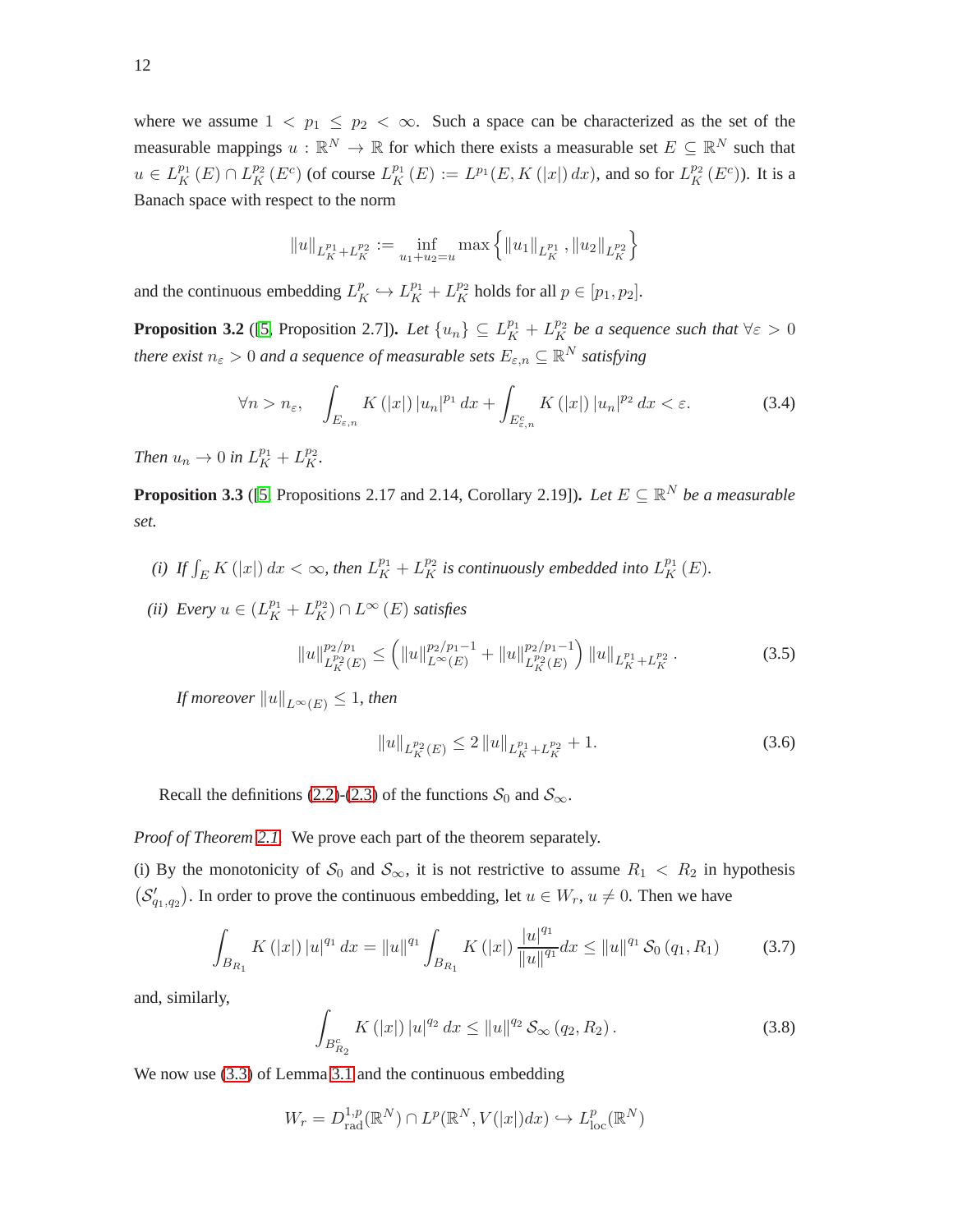where we assume $1 < p_1 \leq p_2 < \infty$. Such a space can be characterized as the set of the measurable mappings $u : \mathbb{R}^N \to \mathbb{R}$ for which there exists a measurable set $E \subseteq \mathbb{R}^N$ such that $u \in L_K^{p_1}(E) \cap L_K^{p_2}(E^c)$ (of course $L_K^{p_1}(E) := L^{p_1}(E, K(|x|)\,dx)$, and so for $L_K^{p_2}(E^c)$). It is a Banach space with respect to the norm

$$\|u\|_{L_K^{p_1}+L_K^{p_2}} := \inf_{u_1+u_2=u} \max\left\{\|u_1\|_{L_K^{p_1}}, \|u_2\|_{L_K^{p_2}}\right\}$$

and the continuous embedding $L_K^p \hookrightarrow L_K^{p_1} + L_K^{p_2}$ holds for all $p \in [p_1, p_2]$.

**Proposition 3.2** ([5, Proposition 2.7]). *Let $\{u_n\} \subseteq L_K^{p_1} + L_K^{p_2}$ be a sequence such that $\forall \varepsilon > 0$ there exist $n_\varepsilon > 0$ and a sequence of measurable sets $E_{\varepsilon,n} \subseteq \mathbb{R}^N$ satisfying*

$$\forall n > n_\varepsilon, \quad \int_{E_{\varepsilon,n}} K(|x|)\,|u_n|^{p_1}\,dx + \int_{E_{\varepsilon,n}^c} K(|x|)\,|u_n|^{p_2}\,dx < \varepsilon. \tag{3.4}$$

*Then $u_n \to 0$ in $L_K^{p_1} + L_K^{p_2}$.*

**Proposition 3.3** ([5, Propositions 2.17 and 2.14, Corollary 2.19]). *Let $E \subseteq \mathbb{R}^N$ be a measurable set.*

*(i) If $\int_E K(|x|)\,dx < \infty$, then $L_K^{p_1} + L_K^{p_2}$ is continuously embedded into $L_K^{p_1}(E)$.*

*(ii) Every $u \in (L_K^{p_1} + L_K^{p_2}) \cap L^\infty(E)$ satisfies*

$$\|u\|_{L_K^{p_2}(E)}^{p_2/p_1} \leq \left(\|u\|_{L^\infty(E)}^{p_2/p_1-1} + \|u\|_{L_K^{p_2}(E)}^{p_2/p_1-1}\right)\|u\|_{L_K^{p_1}+L_K^{p_2}}. \tag{3.5}$$

*If moreover $\|u\|_{L^\infty(E)} \leq 1$, then*

$$\|u\|_{L_K^{p_2}(E)} \leq 2\,\|u\|_{L_K^{p_1}+L_K^{p_2}} + 1. \tag{3.6}$$

Recall the definitions (2.2)-(2.3) of the functions $\mathcal{S}_0$ and $\mathcal{S}_\infty$.

*Proof of Theorem 2.1.* We prove each part of the theorem separately.

(i) By the monotonicity of $\mathcal{S}_0$ and $\mathcal{S}_\infty$, it is not restrictive to assume $R_1 < R_2$ in hypothesis $(\mathcal{S}'_{q_1,q_2})$. In order to prove the continuous embedding, let $u \in W_r$, $u \neq 0$. Then we have

$$\int_{B_{R_1}} K(|x|)\,|u|^{q_1}\,dx = \|u\|^{q_1} \int_{B_{R_1}} K(|x|)\,\frac{|u|^{q_1}}{\|u\|^{q_1}}dx \leq \|u\|^{q_1}\,\mathcal{S}_0(q_1, R_1) \tag{3.7}$$

and, similarly,

$$\int_{B_{R_2}^c} K(|x|)\,|u|^{q_2}\,dx \leq \|u\|^{q_2}\,\mathcal{S}_\infty(q_2, R_2). \tag{3.8}$$

We now use (3.3) of Lemma 3.1 and the continuous embedding

$$W_r = D_{\mathrm{rad}}^{1,p}(\mathbb{R}^N) \cap L^p(\mathbb{R}^N, V(|x|)dx) \hookrightarrow L_{\mathrm{loc}}^p(\mathbb{R}^N)$$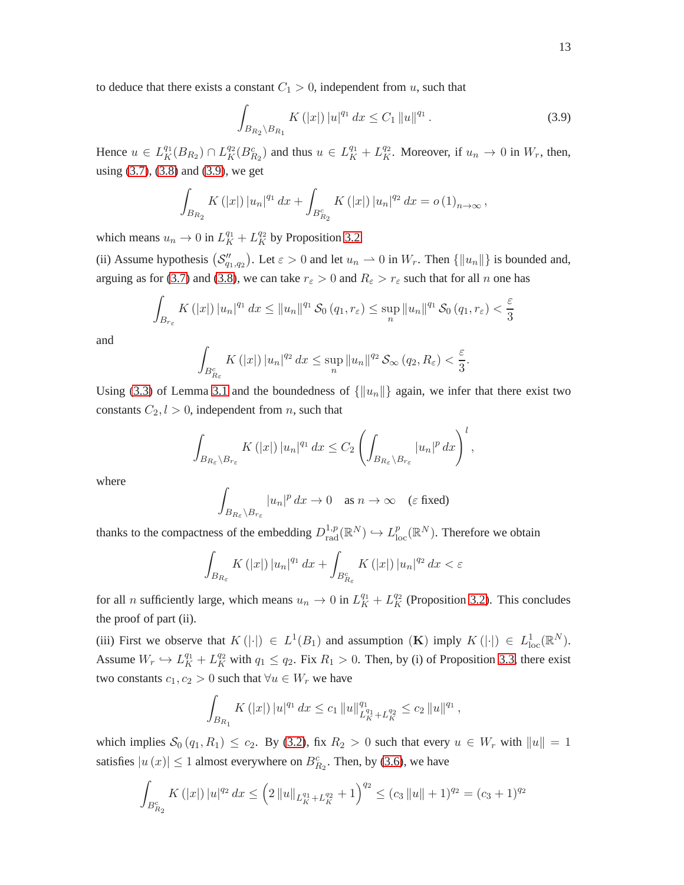to deduce that there exists a constant $C_1 > 0$, independent from $u$, such that

$$\int_{B_{R_2} \setminus B_{R_1}} K(|x|) |u|^{q_1} \, dx \leq C_1 \|u\|^{q_1}. \tag{3.9}$$

Hence $u \in L_K^{q_1}(B_{R_2}) \cap L_K^{q_2}(B_{R_2}^c)$ and thus $u \in L_K^{q_1} + L_K^{q_2}$. Moreover, if $u_n \to 0$ in $W_r$, then, using (3.7), (3.8) and (3.9), we get

$$\int_{B_{R_2}} K(|x|) |u_n|^{q_1} \, dx + \int_{B_{R_2}^c} K(|x|) |u_n|^{q_2} \, dx = o(1)_{n\to\infty},$$

which means $u_n \to 0$ in $L_K^{q_1} + L_K^{q_2}$ by Proposition 3.2.

(ii) Assume hypothesis $\left(\mathcal{S}''_{q_1,q_2}\right)$. Let $\varepsilon > 0$ and let $u_n \rightharpoonup 0$ in $W_r$. Then $\{\|u_n\|\}$ is bounded and, arguing as for (3.7) and (3.8), we can take $r_\varepsilon > 0$ and $R_\varepsilon > r_\varepsilon$ such that for all $n$ one has

$$\int_{B_{r_\varepsilon}} K(|x|) |u_n|^{q_1} \, dx \leq \|u_n\|^{q_1} \mathcal{S}_0(q_1, r_\varepsilon) \leq \sup_n \|u_n\|^{q_1} \mathcal{S}_0(q_1, r_\varepsilon) < \frac{\varepsilon}{3}$$

and

$$\int_{B_{R_\varepsilon}^c} K(|x|) |u_n|^{q_2} \, dx \leq \sup_n \|u_n\|^{q_2} \mathcal{S}_\infty(q_2, R_\varepsilon) < \frac{\varepsilon}{3}.$$

Using (3.3) of Lemma 3.1 and the boundedness of $\{\|u_n\|\}$ again, we infer that there exist two constants $C_2, l > 0$, independent from $n$, such that

$$\int_{B_{R_\varepsilon} \setminus B_{r_\varepsilon}} K(|x|) |u_n|^{q_1} \, dx \leq C_2 \left( \int_{B_{R_\varepsilon} \setminus B_{r_\varepsilon}} |u_n|^p \, dx \right)^l,$$

where

$$\int_{B_{R_\varepsilon} \setminus B_{r_\varepsilon}} |u_n|^p \, dx \to 0 \quad \text{as } n \to \infty \quad (\varepsilon \text{ fixed})$$

thanks to the compactness of the embedding $D^{1,p}_{\mathrm{rad}}(\mathbb{R}^N) \hookrightarrow L^p_{\mathrm{loc}}(\mathbb{R}^N)$. Therefore we obtain

$$\int_{B_{R_\varepsilon}} K(|x|) |u_n|^{q_1} \, dx + \int_{B_{R_\varepsilon}^c} K(|x|) |u_n|^{q_2} \, dx < \varepsilon$$

for all $n$ sufficiently large, which means $u_n \to 0$ in $L_K^{q_1} + L_K^{q_2}$ (Proposition 3.2). This concludes the proof of part (ii).

(iii) First we observe that $K(|\cdot|) \in L^1(B_1)$ and assumption $(\mathbf{K})$ imply $K(|\cdot|) \in L^1_{\mathrm{loc}}(\mathbb{R}^N)$. Assume $W_r \hookrightarrow L_K^{q_1} + L_K^{q_2}$ with $q_1 \leq q_2$. Fix $R_1 > 0$. Then, by (i) of Proposition 3.3, there exist two constants $c_1, c_2 > 0$ such that $\forall u \in W_r$ we have

$$\int_{B_{R_1}} K(|x|) |u|^{q_1} \, dx \leq c_1 \|u\|^{q_1}_{L_K^{q_1} + L_K^{q_2}} \leq c_2 \|u\|^{q_1},$$

which implies $\mathcal{S}_0(q_1, R_1) \leq c_2$. By (3.2), fix $R_2 > 0$ such that every $u \in W_r$ with $\|u\| = 1$ satisfies $|u(x)| \leq 1$ almost everywhere on $B_{R_2}^c$. Then, by (3.6), we have

$$\int_{B_{R_2}^c} K(|x|) |u|^{q_2} \, dx \leq \left( 2 \|u\|_{L_K^{q_1} + L_K^{q_2}} + 1 \right)^{q_2} \leq (c_3 \|u\| + 1)^{q_2} = (c_3 + 1)^{q_2}$$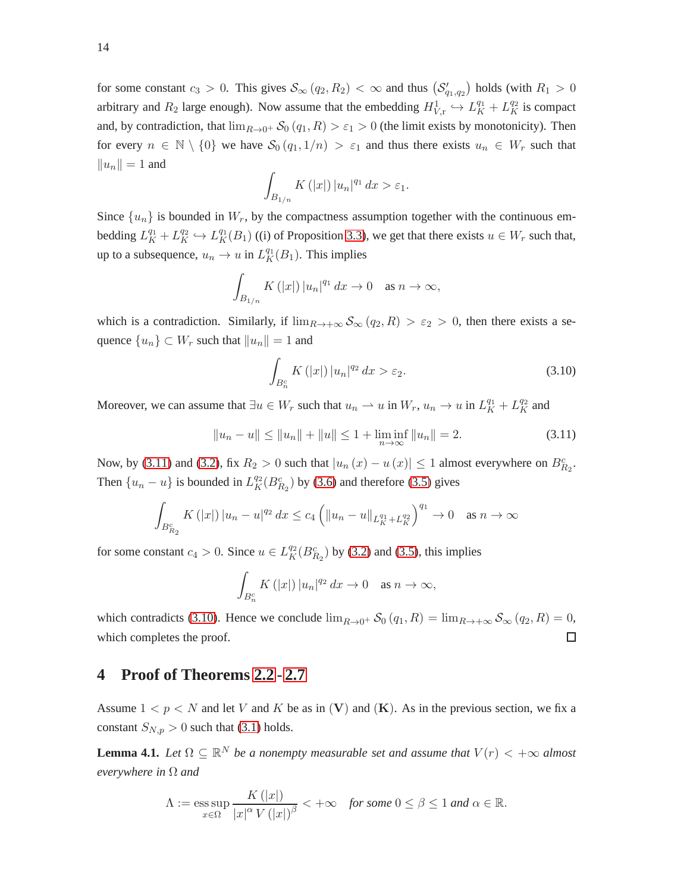for some constant $c_3 > 0$. This gives $\mathcal{S}_\infty(q_2, R_2) < \infty$ and thus $(\mathcal{S}'_{q_1,q_2})$ holds (with $R_1 > 0$ arbitrary and $R_2$ large enough). Now assume that the embedding $H^1_{V,\mathrm{r}} \hookrightarrow L^{q_1}_K + L^{q_2}_K$ is compact and, by contradiction, that $\lim_{R\to 0^+} \mathcal{S}_0(q_1, R) > \varepsilon_1 > 0$ (the limit exists by monotonicity). Then for every $n \in \mathbb{N} \setminus \{0\}$ we have $\mathcal{S}_0(q_1, 1/n) > \varepsilon_1$ and thus there exists $u_n \in W_r$ such that $\|u_n\| = 1$ and

$$\int_{B_{1/n}} K(|x|) |u_n|^{q_1} \, dx > \varepsilon_1.$$

Since $\{u_n\}$ is bounded in $W_r$, by the compactness assumption together with the continuous embedding $L^{q_1}_K + L^{q_2}_K \hookrightarrow L^{q_1}_K(B_1)$ ((i) of Proposition 3.3), we get that there exists $u \in W_r$ such that, up to a subsequence, $u_n \to u$ in $L^{q_1}_K(B_1)$. This implies

$$\int_{B_{1/n}} K(|x|) |u_n|^{q_1} \, dx \to 0 \quad \text{as } n \to \infty,$$

which is a contradiction. Similarly, if $\lim_{R\to+\infty} \mathcal{S}_\infty(q_2, R) > \varepsilon_2 > 0$, then there exists a sequence $\{u_n\} \subset W_r$ such that $\|u_n\| = 1$ and

$$\int_{B_n^c} K(|x|) |u_n|^{q_2} \, dx > \varepsilon_2. \tag{3.10}$$

Moreover, we can assume that $\exists u \in W_r$ such that $u_n \rightharpoonup u$ in $W_r$, $u_n \to u$ in $L^{q_1}_K + L^{q_2}_K$ and

$$\|u_n - u\| \leq \|u_n\| + \|u\| \leq 1 + \liminf_{n\to\infty} \|u_n\| = 2. \tag{3.11}$$

Now, by (3.11) and (3.2), fix $R_2 > 0$ such that $|u_n(x) - u(x)| \leq 1$ almost everywhere on $B^c_{R_2}$. Then $\{u_n - u\}$ is bounded in $L^{q_2}_K(B^c_{R_2})$ by (3.6) and therefore (3.5) gives

$$\int_{B^c_{R_2}} K(|x|) |u_n - u|^{q_2} \, dx \leq c_4 \left( \|u_n - u\|_{L^{q_1}_K + L^{q_2}_K} \right)^{q_1} \to 0 \quad \text{as } n \to \infty$$

for some constant $c_4 > 0$. Since $u \in L^{q_2}_K(B^c_{R_2})$ by (3.2) and (3.5), this implies

$$\int_{B_n^c} K(|x|) |u_n|^{q_2} \, dx \to 0 \quad \text{as } n \to \infty,$$

which contradicts (3.10). Hence we conclude $\lim_{R\to 0^+} \mathcal{S}_0(q_1, R) = \lim_{R\to+\infty} \mathcal{S}_\infty(q_2, R) = 0$, which completes the proof. □

## 4 Proof of Theorems 2.2 - 2.7

Assume $1 < p < N$ and let $V$ and $K$ be as in $(\mathbf{V})$ and $(\mathbf{K})$. As in the previous section, we fix a constant $S_{N,p} > 0$ such that (3.1) holds.

**Lemma 4.1.** *Let $\Omega \subseteq \mathbb{R}^N$ be a nonempty measurable set and assume that $V(r) < +\infty$ almost everywhere in $\Omega$ and*

$$\Lambda := \operatorname*{ess\,sup}_{x\in\Omega} \frac{K(|x|)}{|x|^\alpha V(|x|)^\beta} < +\infty \quad \textit{for some } 0 \leq \beta \leq 1 \textit{ and } \alpha \in \mathbb{R}.$$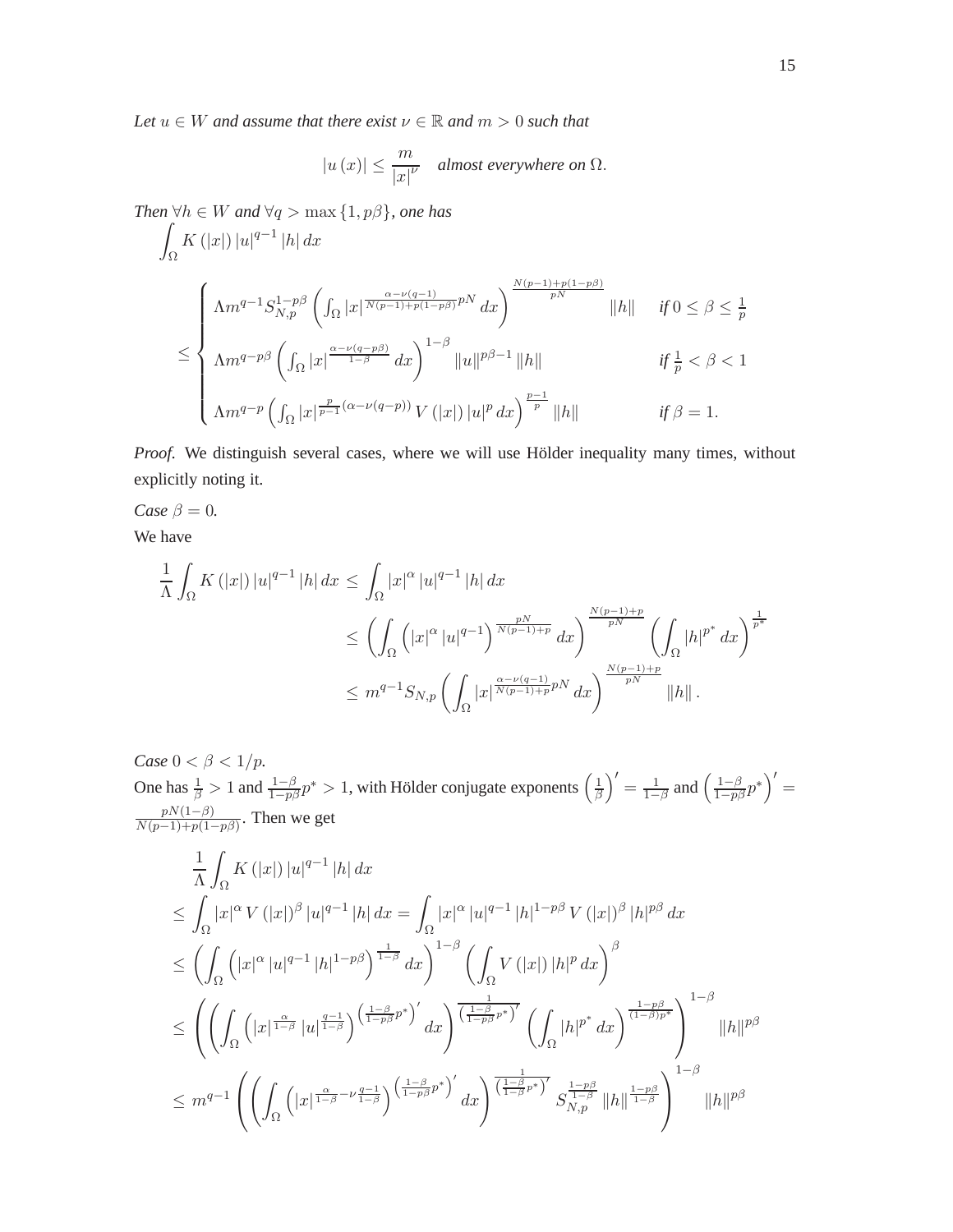*Let $u \in W$ and assume that there exist $\nu \in \mathbb{R}$ and $m > 0$ such that*

$$|u(x)| \leq \frac{m}{|x|^{\nu}} \quad \textit{almost everywhere on } \Omega.$$

*Then $\forall h \in W$ and $\forall q > \max\{1, p\beta\}$, one has*

$$\int_{\Omega} K(|x|) |u|^{q-1} |h| \, dx$$

$$\leq \begin{cases} \Lambda m^{q-1} S_{N,p}^{1-p\beta} \left( \int_{\Omega} |x|^{\frac{\alpha - \nu(q-1)}{N(p-1)+p(1-p\beta)} pN} \, dx \right)^{\frac{N(p-1)+p(1-p\beta)}{pN}} \|h\| & \text{if } 0 \leq \beta \leq \frac{1}{p} \\ \Lambda m^{q-p\beta} \left( \int_{\Omega} |x|^{\frac{\alpha - \nu(q-p\beta)}{1-\beta}} \, dx \right)^{1-\beta} \|u\|^{p\beta - 1} \|h\| & \text{if } \frac{1}{p} < \beta < 1 \\ \Lambda m^{q-p} \left( \int_{\Omega} |x|^{\frac{p}{p-1}(\alpha - \nu(q-p))} V(|x|) |u|^p \, dx \right)^{\frac{p-1}{p}} \|h\| & \text{if } \beta = 1. \end{cases}$$

*Proof.* We distinguish several cases, where we will use Hölder inequality many times, without explicitly noting it.

*Case $\beta = 0$.*

We have

$$\begin{aligned} \frac{1}{\Lambda} \int_{\Omega} K(|x|) |u|^{q-1} |h| \, dx &\leq \int_{\Omega} |x|^{\alpha} |u|^{q-1} |h| \, dx \\ &\leq \left( \int_{\Omega} \left( |x|^{\alpha} |u|^{q-1} \right)^{\frac{pN}{N(p-1)+p}} dx \right)^{\frac{N(p-1)+p}{pN}} \left( \int_{\Omega} |h|^{p^*} dx \right)^{\frac{1}{p^*}} \\ &\leq m^{q-1} S_{N,p} \left( \int_{\Omega} |x|^{\frac{\alpha - \nu(q-1)}{N(p-1)+p} pN} \, dx \right)^{\frac{N(p-1)+p}{pN}} \|h\| . \end{aligned}$$

*Case $0 < \beta < 1/p$.*

One has $\frac{1}{\beta} > 1$ and $\frac{1-\beta}{1-p\beta} p^* > 1$, with Hölder conjugate exponents $\left( \frac{1}{\beta} \right)' = \frac{1}{1-\beta}$ and $\left( \frac{1-\beta}{1-p\beta} p^* \right)' = \frac{pN(1-\beta)}{N(p-1)+p(1-p\beta)}$. Then we get

$$\begin{aligned} & \frac{1}{\Lambda} \int_{\Omega} K(|x|) |u|^{q-1} |h| \, dx \\ &\leq \int_{\Omega} |x|^{\alpha} V(|x|)^{\beta} |u|^{q-1} |h| \, dx = \int_{\Omega} |x|^{\alpha} |u|^{q-1} |h|^{1-p\beta} V(|x|)^{\beta} |h|^{p\beta} \, dx \\ &\leq \left( \int_{\Omega} \left( |x|^{\alpha} |u|^{q-1} |h|^{1-p\beta} \right)^{\frac{1}{1-\beta}} dx \right)^{1-\beta} \left( \int_{\Omega} V(|x|) |h|^p \, dx \right)^{\beta} \\ &\leq \left( \left( \int_{\Omega} \left( |x|^{\frac{\alpha}{1-\beta}} |u|^{\frac{q-1}{1-\beta}} \right)^{\left( \frac{1-\beta}{1-p\beta} p^* \right)'} dx \right)^{\frac{1}{\left( \frac{1-\beta}{1-p\beta} p^* \right)'}} \left( \int_{\Omega} |h|^{p^*} dx \right)^{\frac{1-p\beta}{(1-\beta)p^*}} \right)^{1-\beta} \|h\|^{p\beta} \\ &\leq m^{q-1} \left( \left( \int_{\Omega} \left( |x|^{\frac{\alpha}{1-\beta} - \nu \frac{q-1}{1-\beta}} \right)^{\left( \frac{1-\beta}{1-p\beta} p^* \right)'} dx \right)^{\frac{1}{\left( \frac{1-\beta}{1-\beta} p^* \right)'}} S_{N,p}^{\frac{1-p\beta}{1-\beta}} \|h\|^{\frac{1-p\beta}{1-\beta}} \right)^{1-\beta} \|h\|^{p\beta} \end{aligned}$$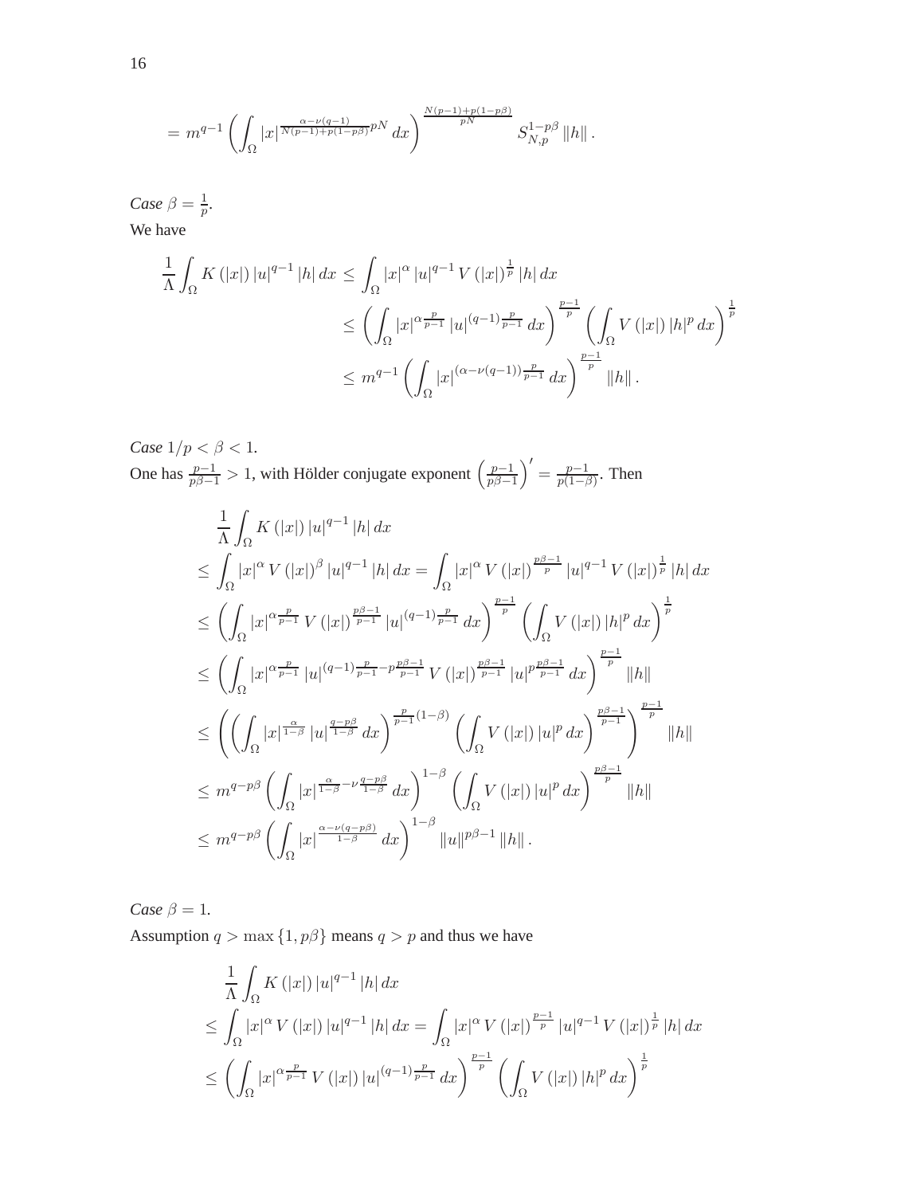$$= m^{q-1} \left( \int_\Omega |x|^{\frac{\alpha - \nu(q-1)}{N(p-1)+p(1-p\beta)} pN} \, dx \right)^{\frac{N(p-1)+p(1-p\beta)}{pN}} S_{N,p}^{1-p\beta} \|h\| .$$

*Case* $\beta = \frac{1}{p}$.

We have

$$\begin{aligned}
\frac{1}{\Lambda} \int_\Omega K(|x|) |u|^{q-1} |h| \, dx &\leq \int_\Omega |x|^\alpha |u|^{q-1} V(|x|)^{\frac{1}{p}} |h| \, dx \\
&\leq \left( \int_\Omega |x|^{\alpha \frac{p}{p-1}} |u|^{(q-1)\frac{p}{p-1}} \, dx \right)^{\frac{p-1}{p}} \left( \int_\Omega V(|x|) |h|^p \, dx \right)^{\frac{1}{p}} \\
&\leq m^{q-1} \left( \int_\Omega |x|^{(\alpha - \nu(q-1))\frac{p}{p-1}} \, dx \right)^{\frac{p-1}{p}} \|h\| .
\end{aligned}$$

*Case* $1/p < \beta < 1$.

One has $\frac{p-1}{p\beta - 1} > 1$, with Hölder conjugate exponent $\left( \frac{p-1}{p\beta-1} \right)' = \frac{p-1}{p(1-\beta)}$. Then

$$\begin{aligned}
&\frac{1}{\Lambda} \int_\Omega K(|x|) |u|^{q-1} |h| \, dx \\
&\leq \int_\Omega |x|^\alpha V(|x|)^\beta |u|^{q-1} |h| \, dx = \int_\Omega |x|^\alpha V(|x|)^{\frac{p\beta-1}{p}} |u|^{q-1} V(|x|)^{\frac{1}{p}} |h| \, dx \\
&\leq \left( \int_\Omega |x|^{\alpha \frac{p}{p-1}} V(|x|)^{\frac{p\beta-1}{p-1}} |u|^{(q-1)\frac{p}{p-1}} \, dx \right)^{\frac{p-1}{p}} \left( \int_\Omega V(|x|) |h|^p \, dx \right)^{\frac{1}{p}} \\
&\leq \left( \int_\Omega |x|^{\alpha \frac{p}{p-1}} |u|^{(q-1)\frac{p}{p-1} - p\frac{p\beta-1}{p-1}} V(|x|)^{\frac{p\beta-1}{p-1}} |u|^{p\frac{p\beta-1}{p-1}} \, dx \right)^{\frac{p-1}{p}} \|h\| \\
&\leq \left( \left( \int_\Omega |x|^{\frac{\alpha}{1-\beta}} |u|^{\frac{q-p\beta}{1-\beta}} \, dx \right)^{\frac{p}{p-1}(1-\beta)} \left( \int_\Omega V(|x|) |u|^p \, dx \right)^{\frac{p\beta-1}{p-1}} \right)^{\frac{p-1}{p}} \|h\| \\
&\leq m^{q-p\beta} \left( \int_\Omega |x|^{\frac{\alpha}{1-\beta} - \nu \frac{q-p\beta}{1-\beta}} \, dx \right)^{1-\beta} \left( \int_\Omega V(|x|) |u|^p \, dx \right)^{\frac{p\beta-1}{p}} \|h\| \\
&\leq m^{q-p\beta} \left( \int_\Omega |x|^{\frac{\alpha - \nu(q-p\beta)}{1-\beta}} \, dx \right)^{1-\beta} \|u\|^{p\beta-1} \|h\| .
\end{aligned}$$

*Case* $\beta = 1$.

Assumption $q > \max\{1, p\beta\}$ means $q > p$ and thus we have

$$\begin{aligned}
&\frac{1}{\Lambda} \int_\Omega K(|x|) |u|^{q-1} |h| \, dx \\
&\leq \int_\Omega |x|^\alpha V(|x|) |u|^{q-1} |h| \, dx = \int_\Omega |x|^\alpha V(|x|)^{\frac{p-1}{p}} |u|^{q-1} V(|x|)^{\frac{1}{p}} |h| \, dx \\
&\leq \left( \int_\Omega |x|^{\alpha \frac{p}{p-1}} V(|x|) |u|^{(q-1)\frac{p}{p-1}} \, dx \right)^{\frac{p-1}{p}} \left( \int_\Omega V(|x|) |h|^p \, dx \right)^{\frac{1}{p}}
\end{aligned}$$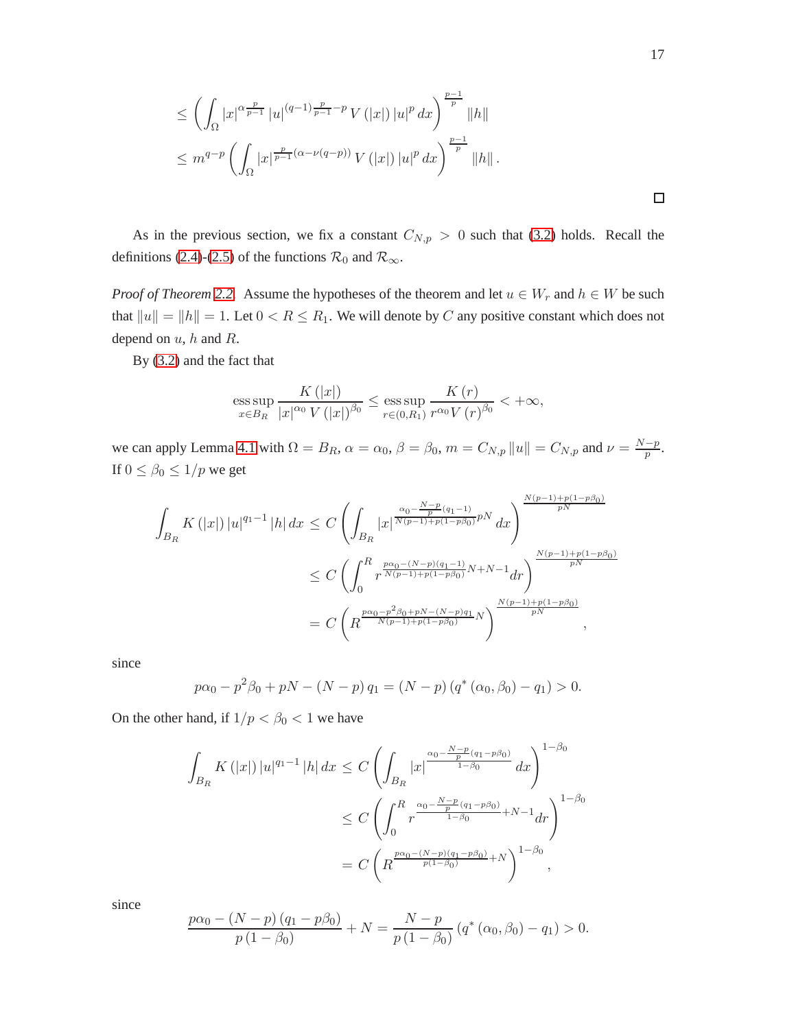$$\leq \left( \int_\Omega |x|^{\alpha \frac{p}{p-1}} |u|^{(q-1)\frac{p}{p-1}-p} V(|x|) |u|^p \, dx \right)^{\frac{p-1}{p}} \|h\|$$

$$\leq m^{q-p} \left( \int_\Omega |x|^{\frac{p}{p-1}(\alpha - \nu(q-p))} V(|x|) |u|^p \, dx \right)^{\frac{p-1}{p}} \|h\| .$$

$\square$

As in the previous section, we fix a constant $C_{N,p} > 0$ such that (3.2) holds. Recall the definitions (2.4)-(2.5) of the functions $\mathcal{R}_0$ and $\mathcal{R}_\infty$.

*Proof of Theorem 2.2.* Assume the hypotheses of the theorem and let $u \in W_r$ and $h \in W$ be such that $\|u\| = \|h\| = 1$. Let $0 < R \leq R_1$. We will denote by $C$ any positive constant which does not depend on $u$, $h$ and $R$.

By (3.2) and the fact that

$$\operatorname*{ess\,sup}_{x \in B_R} \frac{K(|x|)}{|x|^{\alpha_0} V(|x|)^{\beta_0}} \leq \operatorname*{ess\,sup}_{r \in (0,R_1)} \frac{K(r)}{r^{\alpha_0} V(r)^{\beta_0}} < +\infty,$$

we can apply Lemma 4.1 with $\Omega = B_R$, $\alpha = \alpha_0$, $\beta = \beta_0$, $m = C_{N,p} \|u\| = C_{N,p}$ and $\nu = \frac{N-p}{p}$. If $0 \leq \beta_0 \leq 1/p$ we get

$$\int_{B_R} K(|x|) |u|^{q_1 - 1} |h| \, dx \leq C \left( \int_{B_R} |x|^{\frac{\alpha_0 - \frac{N-p}{p}(q_1-1)}{N(p-1)+p(1-p\beta_0)} pN} \, dx \right)^{\frac{N(p-1)+p(1-p\beta_0)}{pN}}$$

$$\leq C \left( \int_0^R r^{\frac{p\alpha_0 - (N-p)(q_1-1)}{N(p-1)+p(1-p\beta_0)} N + N - 1} dr \right)^{\frac{N(p-1)+p(1-p\beta_0)}{pN}}$$

$$= C \left( R^{\frac{p\alpha_0 - p^2\beta_0 + pN - (N-p)q_1}{N(p-1)+p(1-p\beta_0)} N} \right)^{\frac{N(p-1)+p(1-p\beta_0)}{pN}},$$

since

$$p\alpha_0 - p^2\beta_0 + pN - (N-p) q_1 = (N-p)(q^*(\alpha_0, \beta_0) - q_1) > 0.$$

On the other hand, if $1/p < \beta_0 < 1$ we have

$$\int_{B_R} K(|x|) |u|^{q_1 - 1} |h| \, dx \leq C \left( \int_{B_R} |x|^{\frac{\alpha_0 - \frac{N-p}{p}(q_1 - p\beta_0)}{1-\beta_0}} \, dx \right)^{1-\beta_0}$$

$$\leq C \left( \int_0^R r^{\frac{\alpha_0 - \frac{N-p}{p}(q_1 - p\beta_0)}{1-\beta_0} + N - 1} dr \right)^{1-\beta_0}$$

$$= C \left( R^{\frac{p\alpha_0 - (N-p)(q_1 - p\beta_0)}{p(1-\beta_0)} + N} \right)^{1-\beta_0},$$

since

$$\frac{p\alpha_0 - (N-p)(q_1 - p\beta_0)}{p(1-\beta_0)} + N = \frac{N-p}{p(1-\beta_0)} (q^*(\alpha_0, \beta_0) - q_1) > 0.$$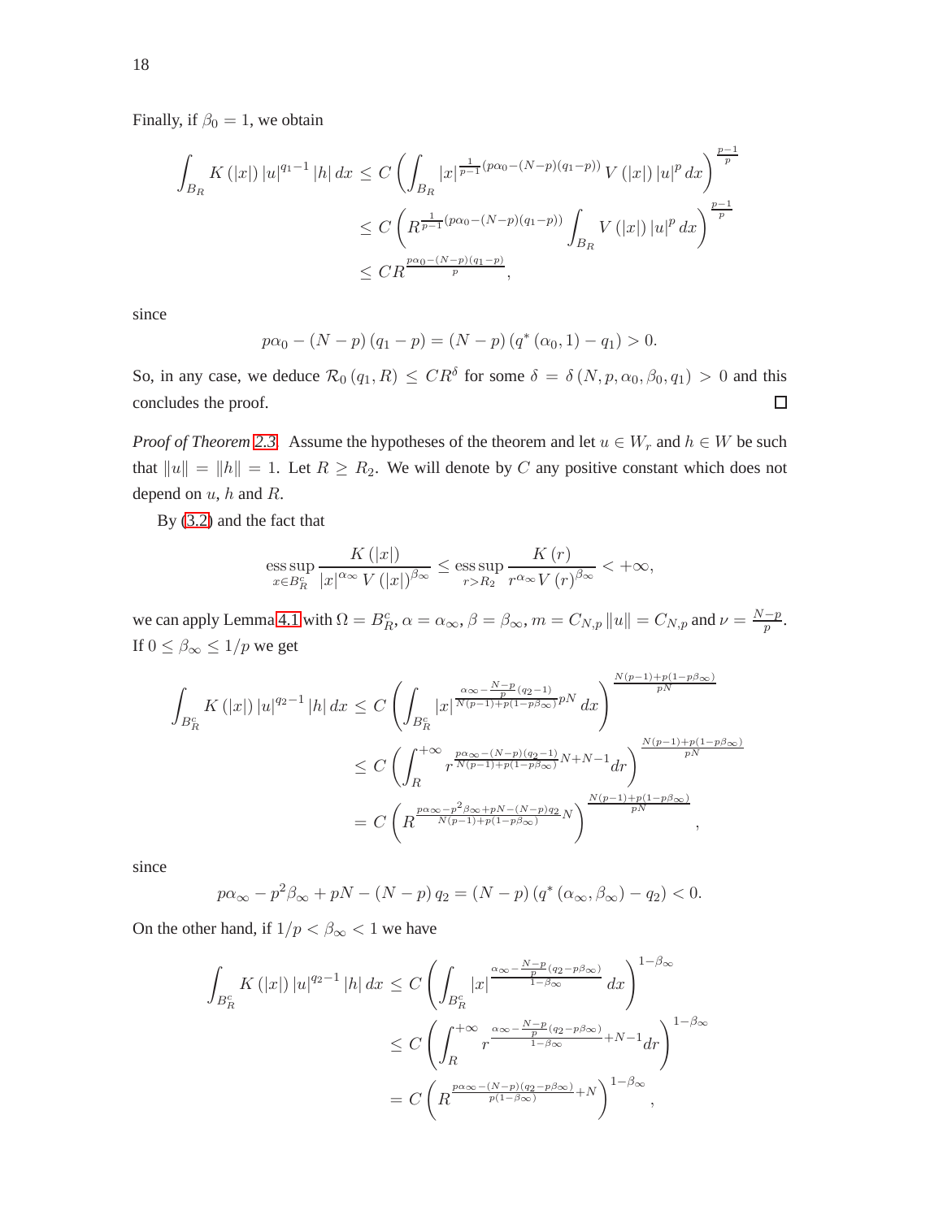Finally, if $\beta_0 = 1$, we obtain

$$
\begin{aligned}
\int_{B_R} K(|x|)\,|u|^{q_1-1}\,|h|\,dx &\leq C\left(\int_{B_R} |x|^{\frac{1}{p-1}(p\alpha_0-(N-p)(q_1-p))}\,V(|x|)\,|u|^p\,dx\right)^{\frac{p-1}{p}} \\
&\leq C\left(R^{\frac{1}{p-1}(p\alpha_0-(N-p)(q_1-p))}\int_{B_R} V(|x|)\,|u|^p\,dx\right)^{\frac{p-1}{p}} \\
&\leq CR^{\frac{p\alpha_0-(N-p)(q_1-p)}{p}},
\end{aligned}
$$

since

$$
p\alpha_0-(N-p)(q_1-p) = (N-p)\left(q^*(\alpha_0,1)-q_1\right) > 0.
$$

So, in any case, we deduce $\mathcal{R}_0(q_1,R) \leq CR^{\delta}$ for some $\delta = \delta(N,p,\alpha_0,\beta_0,q_1) > 0$ and this concludes the proof. $\square$

*Proof of Theorem 2.3.* Assume the hypotheses of the theorem and let $u \in W_r$ and $h \in W$ be such that $\|u\| = \|h\| = 1$. Let $R \geq R_2$. We will denote by $C$ any positive constant which does not depend on $u$, $h$ and $R$.

By (3.2) and the fact that

$$
\operatorname*{ess\,sup}_{x\in B_R^c} \frac{K(|x|)}{|x|^{\alpha_\infty}\,V(|x|)^{\beta_\infty}} \leq \operatorname*{ess\,sup}_{r>R_2} \frac{K(r)}{r^{\alpha_\infty}V(r)^{\beta_\infty}} < +\infty,
$$

we can apply Lemma 4.1 with $\Omega = B_R^c$, $\alpha = \alpha_\infty$, $\beta = \beta_\infty$, $m = C_{N,p}\|u\| = C_{N,p}$ and $\nu = \frac{N-p}{p}$. If $0 \leq \beta_\infty \leq 1/p$ we get

$$
\begin{aligned}
\int_{B_R^c} K(|x|)\,|u|^{q_2-1}\,|h|\,dx &\leq C\left(\int_{B_R^c} |x|^{\frac{\alpha_\infty-\frac{N-p}{p}(q_2-1)}{N(p-1)+p(1-p\beta_\infty)}pN}\,dx\right)^{\frac{N(p-1)+p(1-p\beta_\infty)}{pN}} \\
&\leq C\left(\int_R^{+\infty} r^{\frac{p\alpha_\infty-(N-p)(q_2-1)}{N(p-1)+p(1-p\beta_\infty)}N+N-1}dr\right)^{\frac{N(p-1)+p(1-p\beta_\infty)}{pN}} \\
&= C\left(R^{\frac{p\alpha_\infty-p^2\beta_\infty+pN-(N-p)q_2}{N(p-1)+p(1-p\beta_\infty)}N}\right)^{\frac{N(p-1)+p(1-p\beta_\infty)}{pN}},
\end{aligned}
$$

since

$$
p\alpha_\infty - p^2\beta_\infty + pN - (N-p)\,q_2 = (N-p)\left(q^*(\alpha_\infty,\beta_\infty)-q_2\right) < 0.
$$

On the other hand, if $1/p < \beta_\infty < 1$ we have

$$
\begin{aligned}
\int_{B_R^c} K(|x|)\,|u|^{q_2-1}\,|h|\,dx &\leq C\left(\int_{B_R^c} |x|^{\frac{\alpha_\infty-\frac{N-p}{p}(q_2-p\beta_\infty)}{1-\beta_\infty}}\,dx\right)^{1-\beta_\infty} \\
&\leq C\left(\int_R^{+\infty} r^{\frac{\alpha_\infty-\frac{N-p}{p}(q_2-p\beta_\infty)}{1-\beta_\infty}+N-1}dr\right)^{1-\beta_\infty} \\
&= C\left(R^{\frac{p\alpha_\infty-(N-p)(q_2-p\beta_\infty)}{p(1-\beta_\infty)}+N}\right)^{1-\beta_\infty},
\end{aligned}
$$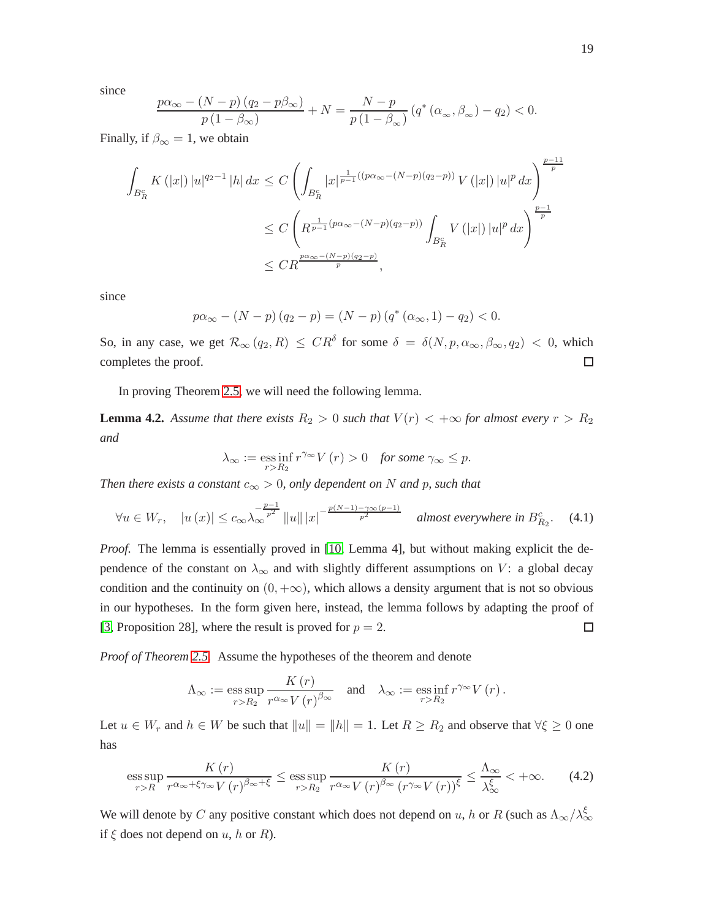since

$$\frac{p\alpha_\infty - (N-p)(q_2 - p\beta_\infty)}{p(1-\beta_\infty)} + N = \frac{N-p}{p(1-\beta_\infty)}(q^*(\alpha_\infty, \beta_\infty) - q_2) < 0.$$

Finally, if $\beta_\infty = 1$, we obtain

$$\begin{aligned}
\int_{B_R^c} K(|x|)\,|u|^{q_2-1}\,|h|\,dx &\leq C\left(\int_{B_R^c} |x|^{\frac{1}{p-1}((p\alpha_\infty-(N-p)(q_2-p))} V(|x|)\,|u|^p\,dx\right)^{\frac{p-11}{p}} \\
&\leq C\left(R^{\frac{1}{p-1}(p\alpha_\infty-(N-p)(q_2-p))}\int_{B_R^c} V(|x|)\,|u|^p\,dx\right)^{\frac{p-1}{p}} \\
&\leq CR^{\frac{p\alpha_\infty-(N-p)(q_2-p)}{p}},
\end{aligned}$$

since

$$p\alpha_\infty - (N-p)(q_2-p) = (N-p)(q^*(\alpha_\infty, 1) - q_2) < 0.$$

So, in any case, we get $\mathcal{R}_\infty(q_2, R) \leq CR^\delta$ for some $\delta = \delta(N, p, \alpha_\infty, \beta_\infty, q_2) < 0$, which completes the proof. $\square$

In proving Theorem 2.5, we will need the following lemma.

**Lemma 4.2.** *Assume that there exists $R_2 > 0$ such that $V(r) < +\infty$ for almost every $r > R_2$ and*

$$\lambda_\infty := \operatorname*{ess\,inf}_{r>R_2} r^{\gamma_\infty} V(r) > 0 \quad \text{for some } \gamma_\infty \leq p.$$

*Then there exists a constant $c_\infty > 0$, only dependent on $N$ and $p$, such that*

$$\forall u \in W_r, \quad |u(x)| \leq c_\infty \lambda_\infty^{-\frac{p-1}{p^2}} \|u\|\,|x|^{-\frac{p(N-1)-\gamma_\infty(p-1)}{p^2}} \quad \text{almost everywhere in } B_{R_2}^c. \tag{4.1}$$

*Proof.* The lemma is essentially proved in [10, Lemma 4], but without making explicit the dependence of the constant on $\lambda_\infty$ and with slightly different assumptions on $V$: a global decay condition and the continuity on $(0, +\infty)$, which allows a density argument that is not so obvious in our hypotheses. In the form given here, instead, the lemma follows by adapting the proof of [3, Proposition 28], where the result is proved for $p = 2$. $\square$

*Proof of Theorem 2.5.* Assume the hypotheses of the theorem and denote

$$\Lambda_\infty := \operatorname*{ess\,sup}_{r>R_2} \frac{K(r)}{r^{\alpha_\infty} V(r)^{\beta_\infty}} \quad \text{and} \quad \lambda_\infty := \operatorname*{ess\,inf}_{r>R_2} r^{\gamma_\infty} V(r).$$

Let $u \in W_r$ and $h \in W$ be such that $\|u\| = \|h\| = 1$. Let $R \geq R_2$ and observe that $\forall \xi \geq 0$ one has

$$\operatorname*{ess\,sup}_{r>R} \frac{K(r)}{r^{\alpha_\infty+\xi\gamma_\infty} V(r)^{\beta_\infty+\xi}} \leq \operatorname*{ess\,sup}_{r>R_2} \frac{K(r)}{r^{\alpha_\infty} V(r)^{\beta_\infty} (r^{\gamma_\infty} V(r))^\xi} \leq \frac{\Lambda_\infty}{\lambda_\infty^\xi} < +\infty. \tag{4.2}$$

We will denote by $C$ any positive constant which does not depend on $u$, $h$ or $R$ (such as $\Lambda_\infty/\lambda_\infty^\xi$ if $\xi$ does not depend on $u$, $h$ or $R$).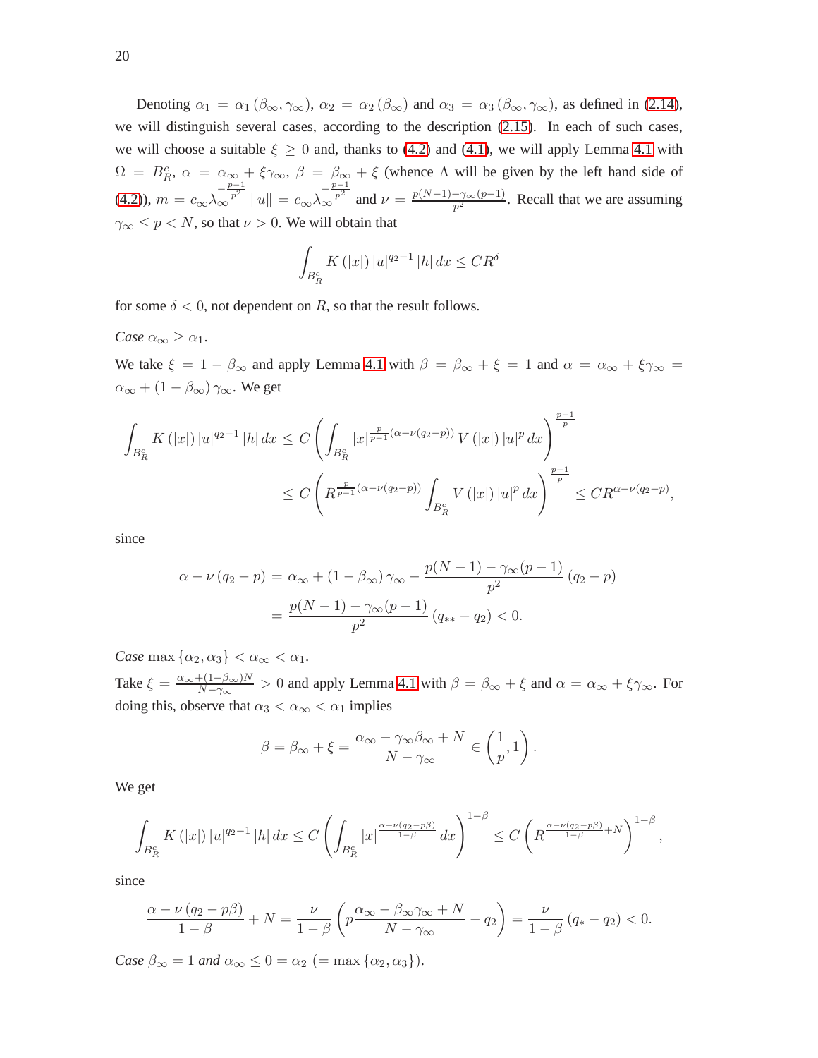Denoting $\alpha_1 = \alpha_1(\beta_\infty, \gamma_\infty)$, $\alpha_2 = \alpha_2(\beta_\infty)$ and $\alpha_3 = \alpha_3(\beta_\infty, \gamma_\infty)$, as defined in (2.14), we will distinguish several cases, according to the description (2.15). In each of such cases, we will choose a suitable $\xi \geq 0$ and, thanks to (4.2) and (4.1), we will apply Lemma 4.1 with $\Omega = B_R^c$, $\alpha = \alpha_\infty + \xi\gamma_\infty$, $\beta = \beta_\infty + \xi$ (whence $\Lambda$ will be given by the left hand side of (4.2)), $m = c_\infty \lambda_\infty^{-\frac{p-1}{p^2}} \|u\| = c_\infty \lambda_\infty^{-\frac{p-1}{p^2}}$ and $\nu = \frac{p(N-1)-\gamma_\infty(p-1)}{p^2}$. Recall that we are assuming $\gamma_\infty \leq p < N$, so that $\nu > 0$. We will obtain that

$$\int_{B_R^c} K(|x|)\,|u|^{q_2-1}\,|h|\,dx \leq CR^\delta$$

for some $\delta < 0$, not dependent on $R$, so that the result follows.

*Case* $\alpha_\infty \geq \alpha_1$.

We take $\xi = 1 - \beta_\infty$ and apply Lemma 4.1 with $\beta = \beta_\infty + \xi = 1$ and $\alpha = \alpha_\infty + \xi\gamma_\infty = \alpha_\infty + (1-\beta_\infty)\gamma_\infty$. We get

$$\begin{aligned}
\int_{B_R^c} K(|x|)\,|u|^{q_2-1}\,|h|\,dx &\leq C\left(\int_{B_R^c} |x|^{\frac{p}{p-1}(\alpha-\nu(q_2-p))}\,V(|x|)\,|u|^p\,dx\right)^{\frac{p-1}{p}} \\
&\leq C\left(R^{\frac{p}{p-1}(\alpha-\nu(q_2-p))}\int_{B_R^c} V(|x|)\,|u|^p\,dx\right)^{\frac{p-1}{p}} \leq CR^{\alpha-\nu(q_2-p)},
\end{aligned}$$

since

$$\begin{aligned}
\alpha - \nu(q_2-p) &= \alpha_\infty + (1-\beta_\infty)\gamma_\infty - \frac{p(N-1)-\gamma_\infty(p-1)}{p^2}(q_2-p) \\
&= \frac{p(N-1)-\gamma_\infty(p-1)}{p^2}(q_{**}-q_2) < 0.
\end{aligned}$$

*Case* $\max\{\alpha_2,\alpha_3\} < \alpha_\infty < \alpha_1$.

Take $\xi = \frac{\alpha_\infty + (1-\beta_\infty)N}{N-\gamma_\infty} > 0$ and apply Lemma 4.1 with $\beta = \beta_\infty + \xi$ and $\alpha = \alpha_\infty + \xi\gamma_\infty$. For doing this, observe that $\alpha_3 < \alpha_\infty < \alpha_1$ implies

$$\beta = \beta_\infty + \xi = \frac{\alpha_\infty - \gamma_\infty\beta_\infty + N}{N-\gamma_\infty} \in \left(\frac{1}{p}, 1\right).$$

We get

$$\int_{B_R^c} K(|x|)\,|u|^{q_2-1}\,|h|\,dx \leq C\left(\int_{B_R^c} |x|^{\frac{\alpha-\nu(q_2-p\beta)}{1-\beta}}\,dx\right)^{1-\beta} \leq C\left(R^{\frac{\alpha-\nu(q_2-p\beta)}{1-\beta}+N}\right)^{1-\beta},$$

since

$$\frac{\alpha-\nu(q_2-p\beta)}{1-\beta} + N = \frac{\nu}{1-\beta}\left(p\frac{\alpha_\infty - \beta_\infty\gamma_\infty + N}{N-\gamma_\infty} - q_2\right) = \frac{\nu}{1-\beta}(q_* - q_2) < 0.$$

*Case* $\beta_\infty = 1$ *and* $\alpha_\infty \leq 0 = \alpha_2$ $(= \max\{\alpha_2,\alpha_3\})$.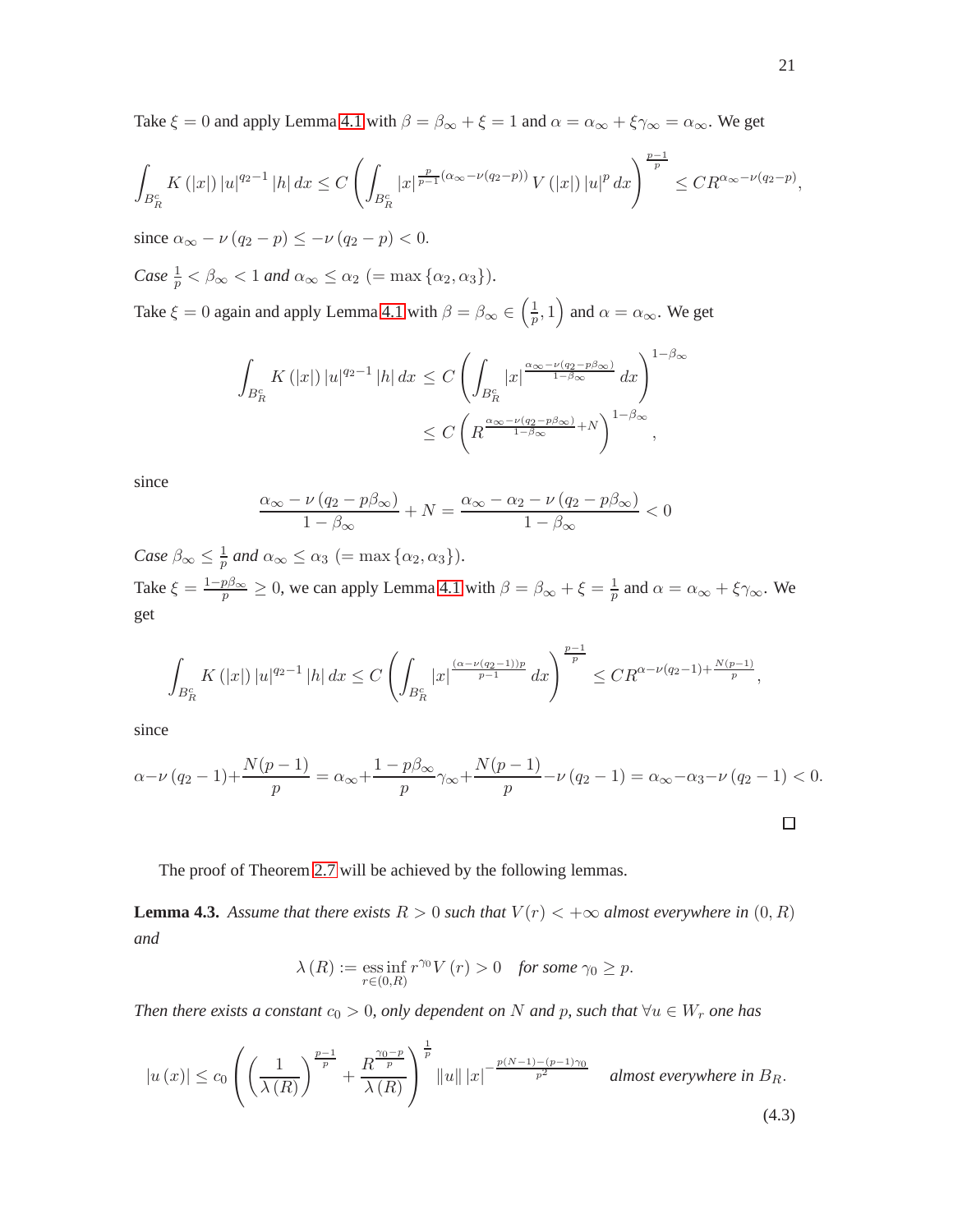Take $\xi = 0$ and apply Lemma 4.1 with $\beta = \beta_\infty + \xi = 1$ and $\alpha = \alpha_\infty + \xi\gamma_\infty = \alpha_\infty$. We get

$$\int_{B_R^c} K(|x|)|u|^{q_2-1}|h|\,dx \le C\left(\int_{B_R^c} |x|^{\frac{p}{p-1}(\alpha_\infty - \nu(q_2-p))} V(|x|)|u|^p\,dx\right)^{\frac{p-1}{p}} \le CR^{\alpha_\infty-\nu(q_2-p)},$$

since $\alpha_\infty - \nu(q_2-p) \le -\nu(q_2-p) < 0$.

*Case* $\frac{1}{p} < \beta_\infty < 1$ *and* $\alpha_\infty \le \alpha_2$ $(= \max\{\alpha_2, \alpha_3\})$.

Take $\xi = 0$ again and apply Lemma 4.1 with $\beta = \beta_\infty \in \left(\frac{1}{p}, 1\right)$ and $\alpha = \alpha_\infty$. We get

$$\begin{aligned}\int_{B_R^c} K(|x|)|u|^{q_2-1}|h|\,dx &\le C\left(\int_{B_R^c}|x|^{\frac{\alpha_\infty-\nu(q_2-p\beta_\infty)}{1-\beta_\infty}}\,dx\right)^{1-\beta_\infty}\\ &\le C\left(R^{\frac{\alpha_\infty-\nu(q_2-p\beta_\infty)}{1-\beta_\infty}+N}\right)^{1-\beta_\infty},\end{aligned}$$

since

$$\frac{\alpha_\infty-\nu(q_2-p\beta_\infty)}{1-\beta_\infty}+N = \frac{\alpha_\infty-\alpha_2-\nu(q_2-p\beta_\infty)}{1-\beta_\infty} < 0$$

*Case* $\beta_\infty \le \frac{1}{p}$ *and* $\alpha_\infty \le \alpha_3$ $(= \max\{\alpha_2, \alpha_3\})$.

Take $\xi = \frac{1-p\beta_\infty}{p} \ge 0$, we can apply Lemma 4.1 with $\beta = \beta_\infty + \xi = \frac{1}{p}$ and $\alpha = \alpha_\infty + \xi\gamma_\infty$. We get

$$\int_{B_R^c} K(|x|)|u|^{q_2-1}|h|\,dx \le C\left(\int_{B_R^c}|x|^{\frac{(\alpha-\nu(q_2-1))p}{p-1}}\,dx\right)^{\frac{p-1}{p}} \le CR^{\alpha-\nu(q_2-1)+\frac{N(p-1)}{p}},$$

since

$$\alpha-\nu(q_2-1)+\frac{N(p-1)}{p} = \alpha_\infty+\frac{1-p\beta_\infty}{p}\gamma_\infty+\frac{N(p-1)}{p}-\nu(q_2-1) = \alpha_\infty-\alpha_3-\nu(q_2-1) < 0.$$

$\square$

The proof of Theorem 2.7 will be achieved by the following lemmas.

**Lemma 4.3.** *Assume that there exists $R > 0$ such that $V(r) < +\infty$ almost everywhere in $(0, R)$ and*

$$\lambda(R) := \operatorname*{ess\,inf}_{r\in(0,R)} r^{\gamma_0}V(r) > 0 \quad \textit{for some } \gamma_0 \ge p.$$

*Then there exists a constant $c_0 > 0$, only dependent on $N$ and $p$, such that $\forall u \in W_r$ one has*

$$|u(x)| \le c_0\left(\left(\frac{1}{\lambda(R)}\right)^{\frac{p-1}{p}} + \frac{R^{\frac{\gamma_0-p}{p}}}{\lambda(R)}\right)^{\frac{1}{p}}\|u\|\,|x|^{-\frac{p(N-1)-(p-1)\gamma_0}{p^2}} \quad \textit{almost everywhere in } B_R. \tag{4.3}$$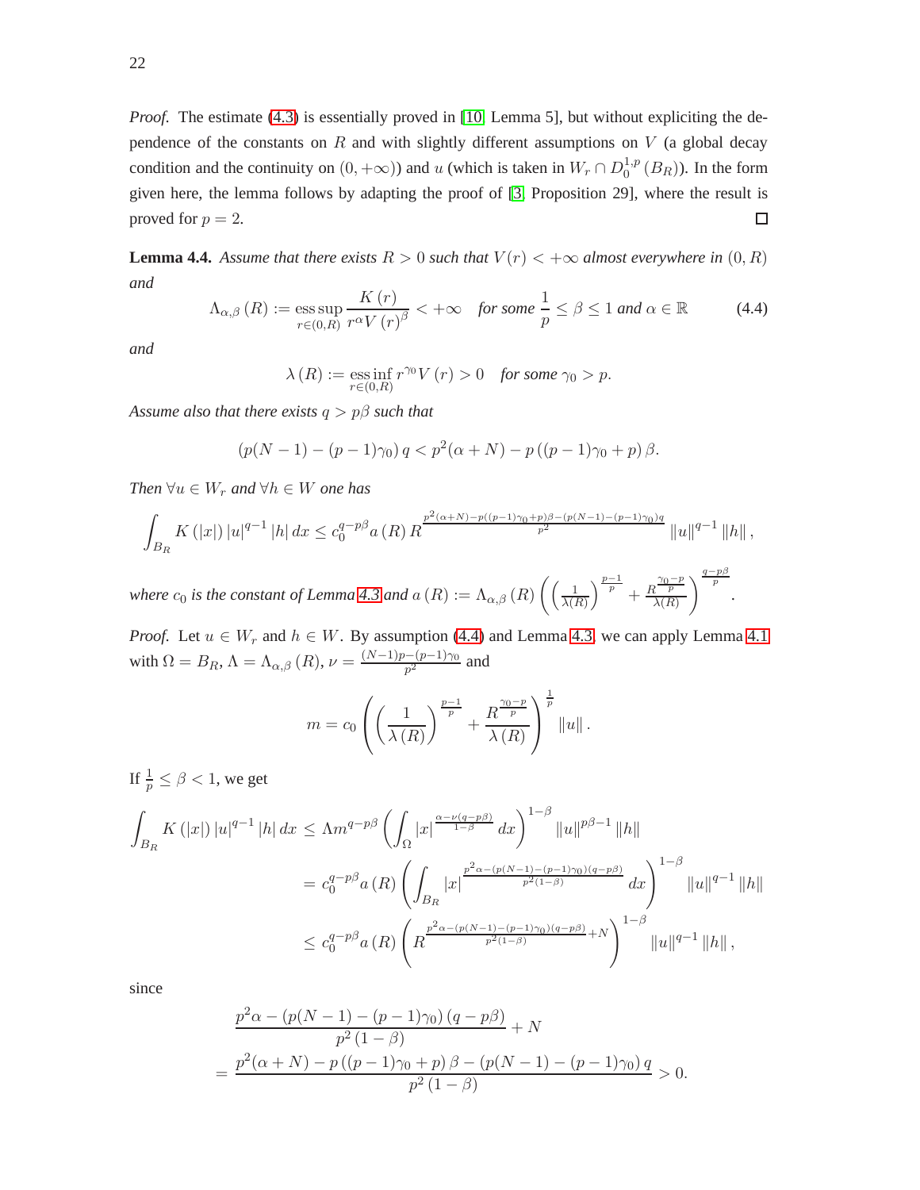*Proof.* The estimate (4.3) is essentially proved in [10, Lemma 5], but without expliciting the dependence of the constants on $R$ and with slightly different assumptions on $V$ (a global decay condition and the continuity on $(0,+\infty)$) and $u$ (which is taken in $W_r \cap D_0^{1,p}(B_R)$). In the form given here, the lemma follows by adapting the proof of [3, Proposition 29], where the result is proved for $p = 2$. $\square$

**Lemma 4.4.** *Assume that there exists $R > 0$ such that $V(r) < +\infty$ almost everywhere in $(0, R)$ and*

$$\Lambda_{\alpha,\beta}(R) := \operatorname*{ess\,sup}_{r\in(0,R)} \frac{K(r)}{r^{\alpha} V(r)^{\beta}} < +\infty \quad \textit{for some } \frac{1}{p} \leq \beta \leq 1 \textit{ and } \alpha \in \mathbb{R} \tag{4.4}$$

*and*

$$\lambda(R) := \operatorname*{ess\,inf}_{r\in(0,R)} r^{\gamma_0} V(r) > 0 \quad \textit{for some } \gamma_0 > p.$$

*Assume also that there exists $q > p\beta$ such that*

$$(p(N-1) - (p-1)\gamma_0)\, q < p^2(\alpha + N) - p\left((p-1)\gamma_0 + p\right)\beta.$$

*Then $\forall u \in W_r$ and $\forall h \in W$ one has*

$$\int_{B_R} K(|x|)\, |u|^{q-1} |h|\, dx \leq c_0^{q-p\beta} a(R)\, R^{\frac{p^2(\alpha+N) - p((p-1)\gamma_0 + p)\beta - (p(N-1)-(p-1)\gamma_0)q}{p^2}} \|u\|^{q-1} \|h\|,$$

*where $c_0$ is the constant of Lemma 4.3 and* $a(R) := \Lambda_{\alpha,\beta}(R) \left( \left(\frac{1}{\lambda(R)}\right)^{\frac{p-1}{p}} + \frac{R^{\frac{\gamma_0 - p}{p}}}{\lambda(R)} \right)^{\frac{q-p\beta}{p}}$.

*Proof.* Let $u \in W_r$ and $h \in W$. By assumption (4.4) and Lemma 4.3, we can apply Lemma 4.1 with $\Omega = B_R$, $\Lambda = \Lambda_{\alpha,\beta}(R)$, $\nu = \frac{(N-1)p - (p-1)\gamma_0}{p^2}$ and

$$m = c_0 \left( \left(\frac{1}{\lambda(R)}\right)^{\frac{p-1}{p}} + \frac{R^{\frac{\gamma_0 - p}{p}}}{\lambda(R)} \right)^{\frac{1}{p}} \|u\|.$$

If $\frac{1}{p} \leq \beta < 1$, we get

$$\begin{aligned}
\int_{B_R} K(|x|)\, |u|^{q-1} |h|\, dx &\leq \Lambda m^{q-p\beta} \left( \int_{\Omega} |x|^{\frac{\alpha - \nu(q-p\beta)}{1-\beta}} dx \right)^{1-\beta} \|u\|^{p\beta - 1} \|h\| \\
&= c_0^{q-p\beta} a(R) \left( \int_{B_R} |x|^{\frac{p^2\alpha - (p(N-1)-(p-1)\gamma_0)(q-p\beta)}{p^2(1-\beta)}} dx \right)^{1-\beta} \|u\|^{q-1} \|h\| \\
&\leq c_0^{q-p\beta} a(R) \left( R^{\frac{p^2\alpha - (p(N-1)-(p-1)\gamma_0)(q-p\beta)}{p^2(1-\beta)} + N} \right)^{1-\beta} \|u\|^{q-1} \|h\|,
\end{aligned}$$

since

$$\begin{aligned}
&\frac{p^2\alpha - (p(N-1)-(p-1)\gamma_0)(q-p\beta)}{p^2(1-\beta)} + N \\
= &\frac{p^2(\alpha+N) - p((p-1)\gamma_0 + p)\beta - (p(N-1)-(p-1)\gamma_0)\, q}{p^2(1-\beta)} > 0.
\end{aligned}$$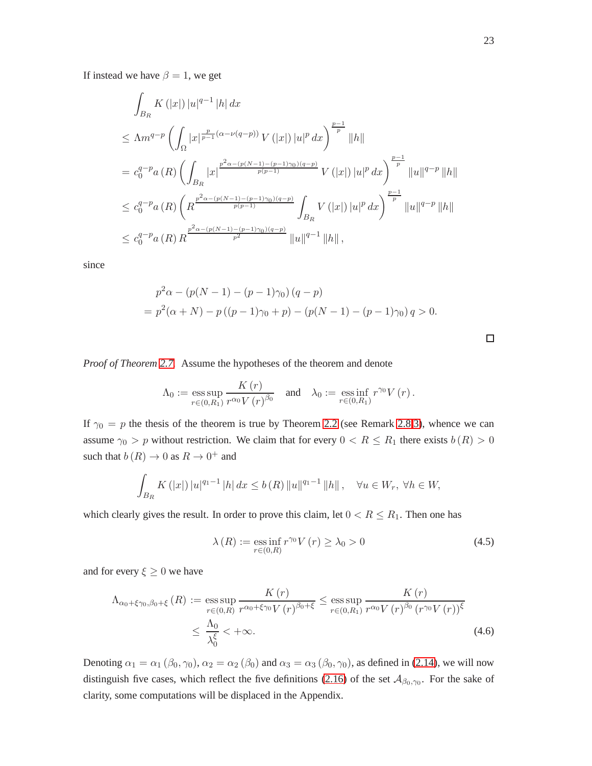If instead we have $\beta = 1$, we get

$$
\begin{aligned}
&\int_{B_R} K(|x|)\,|u|^{q-1}\,|h|\,dx \\
&\leq \Lambda m^{q-p}\left(\int_{\Omega} |x|^{\frac{p}{p-1}(\alpha-\nu(q-p))}\,V(|x|)\,|u|^p\,dx\right)^{\frac{p-1}{p}}\|h\| \\
&= c_0^{q-p} a(R)\left(\int_{B_R} |x|^{\frac{p^2\alpha-(p(N-1)-(p-1)\gamma_0)(q-p)}{p(p-1)}}\,V(|x|)\,|u|^p\,dx\right)^{\frac{p-1}{p}}\|u\|^{q-p}\,\|h\| \\
&\leq c_0^{q-p} a(R)\left(R^{\frac{p^2\alpha-(p(N-1)-(p-1)\gamma_0)(q-p)}{p(p-1)}}\int_{B_R} V(|x|)\,|u|^p\,dx\right)^{\frac{p-1}{p}}\|u\|^{q-p}\,\|h\| \\
&\leq c_0^{q-p} a(R)\,R^{\frac{p^2\alpha-(p(N-1)-(p-1)\gamma_0)(q-p)}{p^2}}\,\|u\|^{q-1}\,\|h\|,
\end{aligned}
$$

since

$$
\begin{aligned}
&p^2\alpha - (p(N-1)-(p-1)\gamma_0)(q-p) \\
&= p^2(\alpha+N) - p\left((p-1)\gamma_0+p\right) - (p(N-1)-(p-1)\gamma_0)\,q > 0.
\end{aligned}
$$

□

*Proof of Theorem 2.7.* Assume the hypotheses of the theorem and denote

$$
\Lambda_0 := \operatorname*{ess\,sup}_{r\in(0,R_1)} \frac{K(r)}{r^{\alpha_0}V(r)^{\beta_0}} \quad \text{and} \quad \lambda_0 := \operatorname*{ess\,inf}_{r\in(0,R_1)} r^{\gamma_0}V(r).
$$

If $\gamma_0 = p$ the thesis of the theorem is true by Theorem 2.2 (see Remark 2.8.3), whence we can assume $\gamma_0 > p$ without restriction. We claim that for every $0 < R \leq R_1$ there exists $b(R) > 0$ such that $b(R) \to 0$ as $R \to 0^+$ and

$$
\int_{B_R} K(|x|)\,|u|^{q_1-1}\,|h|\,dx \leq b(R)\,\|u\|^{q_1-1}\,\|h\|, \quad \forall u \in W_r,\ \forall h \in W,
$$

which clearly gives the result. In order to prove this claim, let $0 < R \leq R_1$. Then one has

$$
\lambda(R) := \operatorname*{ess\,inf}_{r\in(0,R)} r^{\gamma_0}V(r) \geq \lambda_0 > 0 \tag{4.5}
$$

and for every $\xi \geq 0$ we have

$$
\begin{aligned}
\Lambda_{\alpha_0+\xi\gamma_0,\beta_0+\xi}(R) &:= \operatorname*{ess\,sup}_{r\in(0,R)} \frac{K(r)}{r^{\alpha_0+\xi\gamma_0}V(r)^{\beta_0+\xi}} \leq \operatorname*{ess\,sup}_{r\in(0,R_1)} \frac{K(r)}{r^{\alpha_0}V(r)^{\beta_0}\left(r^{\gamma_0}V(r)\right)^{\xi}} \\
&\leq \frac{\Lambda_0}{\lambda_0^{\xi}} < +\infty.
\end{aligned} \tag{4.6}
$$

Denoting $\alpha_1 = \alpha_1(\beta_0,\gamma_0)$, $\alpha_2 = \alpha_2(\beta_0)$ and $\alpha_3 = \alpha_3(\beta_0,\gamma_0)$, as defined in (2.14), we will now distinguish five cases, which reflect the five definitions (2.16) of the set $\mathcal{A}_{\beta_0,\gamma_0}$. For the sake of clarity, some computations will be displaced in the Appendix.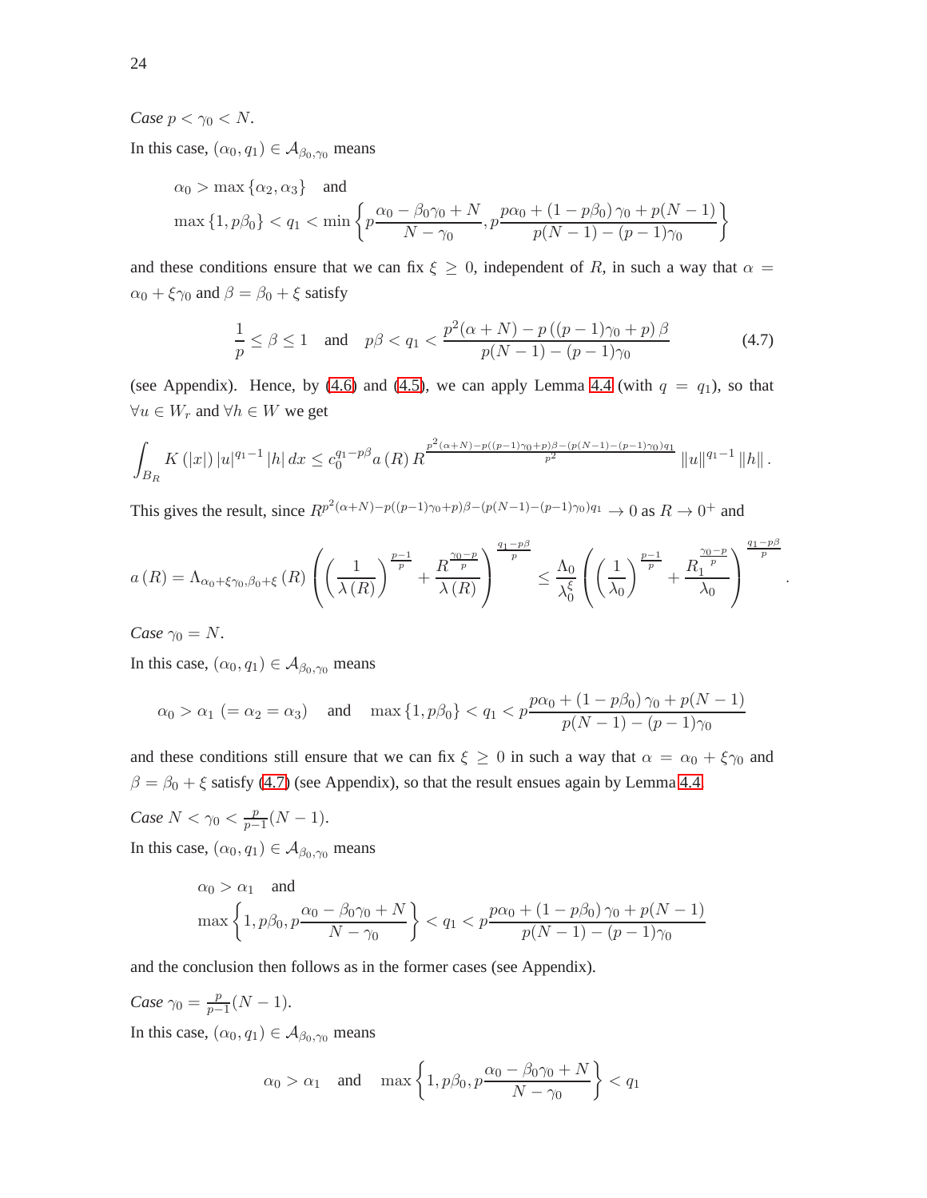*Case* $p < \gamma_0 < N$.

In this case, $(\alpha_0, q_1) \in \mathcal{A}_{\beta_0,\gamma_0}$ means

$$\alpha_0 > \max\{\alpha_2, \alpha_3\} \quad \text{and}$$
$$\max\{1, p\beta_0\} < q_1 < \min\left\{p\frac{\alpha_0 - \beta_0\gamma_0 + N}{N - \gamma_0}, p\frac{p\alpha_0 + (1 - p\beta_0)\gamma_0 + p(N-1)}{p(N-1) - (p-1)\gamma_0}\right\}$$

and these conditions ensure that we can fix $\xi \geq 0$, independent of $R$, in such a way that $\alpha = \alpha_0 + \xi\gamma_0$ and $\beta = \beta_0 + \xi$ satisfy

$$\frac{1}{p} \leq \beta \leq 1 \quad \text{and} \quad p\beta < q_1 < \frac{p^2(\alpha + N) - p\left((p-1)\gamma_0 + p\right)\beta}{p(N-1) - (p-1)\gamma_0} \tag{4.7}$$

(see Appendix). Hence, by (4.6) and (4.5), we can apply Lemma 4.4 (with $q = q_1$), so that $\forall u \in W_r$ and $\forall h \in W$ we get

$$\int_{B_R} K(|x|)\, |u|^{q_1 - 1} |h|\, dx \leq c_0^{q_1 - p\beta} a(R)\, R^{\frac{p^2(\alpha+N) - p((p-1)\gamma_0 + p)\beta - (p(N-1) - (p-1)\gamma_0)q_1}{p^2}} \|u\|^{q_1 - 1} \|h\|.$$

This gives the result, since $R^{p^2(\alpha+N) - p((p-1)\gamma_0 + p)\beta - (p(N-1)-(p-1)\gamma_0)q_1} \to 0$ as $R \to 0^+$ and

$$a(R) = \Lambda_{\alpha_0 + \xi\gamma_0, \beta_0 + \xi}(R)\left(\left(\frac{1}{\lambda(R)}\right)^{\frac{p-1}{p}} + \frac{R^{\frac{\gamma_0 - p}{p}}}{\lambda(R)}\right)^{\frac{q_1 - p\beta}{p}} \leq \frac{\Lambda_0}{\lambda_0^{\xi}}\left(\left(\frac{1}{\lambda_0}\right)^{\frac{p-1}{p}} + \frac{R_1^{\frac{\gamma_0 - p}{p}}}{\lambda_0}\right)^{\frac{q_1 - p\beta}{p}}.$$

*Case* $\gamma_0 = N$.

In this case, $(\alpha_0, q_1) \in \mathcal{A}_{\beta_0,\gamma_0}$ means

$$\alpha_0 > \alpha_1\ (= \alpha_2 = \alpha_3) \quad \text{and} \quad \max\{1, p\beta_0\} < q_1 < p\frac{p\alpha_0 + (1 - p\beta_0)\gamma_0 + p(N-1)}{p(N-1) - (p-1)\gamma_0}$$

and these conditions still ensure that we can fix $\xi \geq 0$ in such a way that $\alpha = \alpha_0 + \xi\gamma_0$ and $\beta = \beta_0 + \xi$ satisfy (4.7) (see Appendix), so that the result ensues again by Lemma 4.4.

*Case* $N < \gamma_0 < \frac{p}{p-1}(N-1)$.

In this case, $(\alpha_0, q_1) \in \mathcal{A}_{\beta_0,\gamma_0}$ means

$$\alpha_0 > \alpha_1 \quad \text{and}$$
$$\max\left\{1, p\beta_0, p\frac{\alpha_0 - \beta_0\gamma_0 + N}{N - \gamma_0}\right\} < q_1 < p\frac{p\alpha_0 + (1 - p\beta_0)\gamma_0 + p(N-1)}{p(N-1) - (p-1)\gamma_0}$$

and the conclusion then follows as in the former cases (see Appendix).

*Case* $\gamma_0 = \frac{p}{p-1}(N-1)$.

In this case, $(\alpha_0, q_1) \in \mathcal{A}_{\beta_0,\gamma_0}$ means

$$\alpha_0 > \alpha_1 \quad \text{and} \quad \max\left\{1, p\beta_0, p\frac{\alpha_0 - \beta_0\gamma_0 + N}{N - \gamma_0}\right\} < q_1$$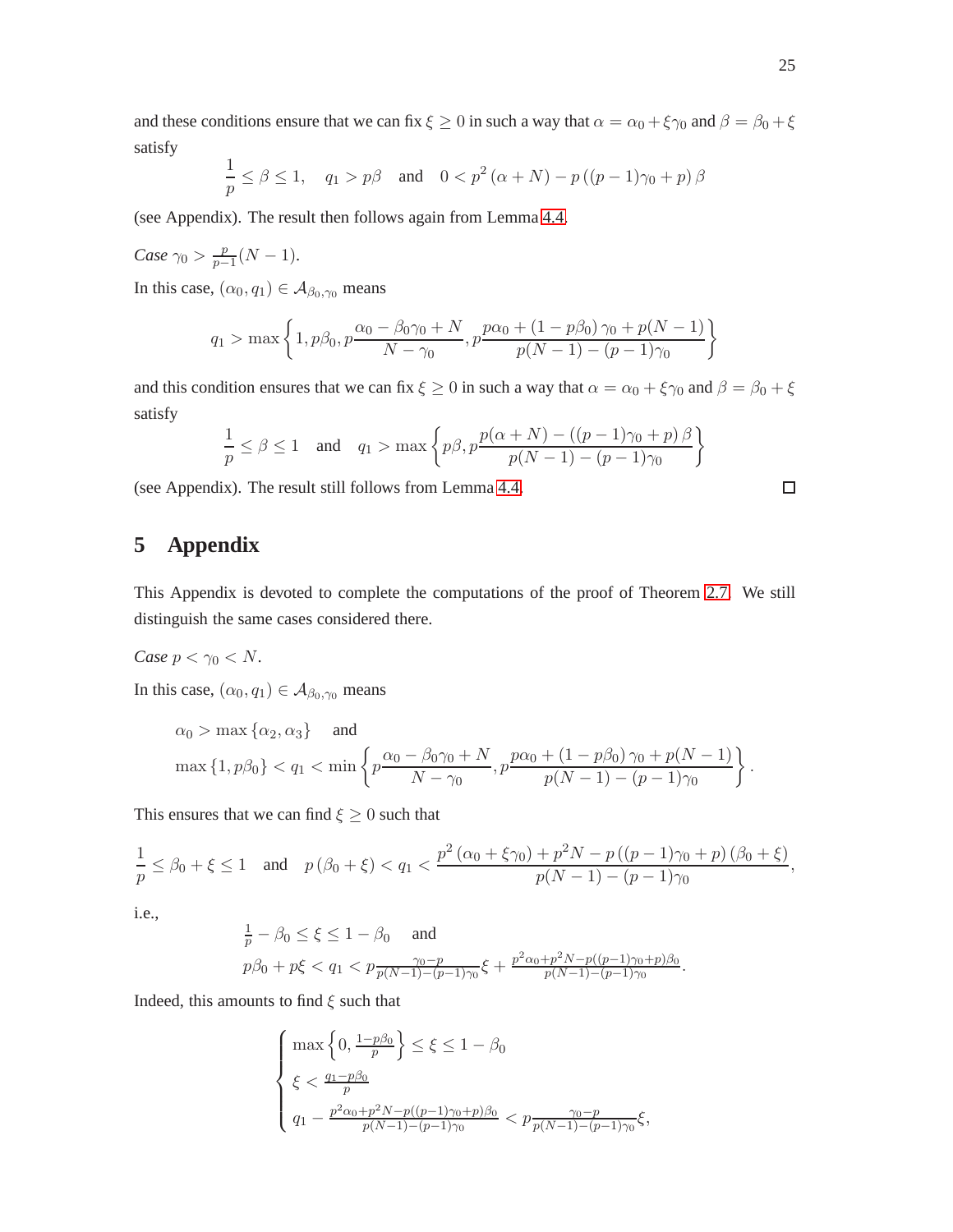and these conditions ensure that we can fix $\xi \geq 0$ in such a way that $\alpha = \alpha_0 + \xi\gamma_0$ and $\beta = \beta_0 + \xi$ satisfy

$$\frac{1}{p} \leq \beta \leq 1, \quad q_1 > p\beta \quad \text{and} \quad 0 < p^2 (\alpha + N) - p\left((p-1)\gamma_0 + p\right)\beta$$

(see Appendix). The result then follows again from Lemma 4.4.

*Case* $\gamma_0 > \frac{p}{p-1}(N-1)$.

In this case, $(\alpha_0, q_1) \in \mathcal{A}_{\beta_0,\gamma_0}$ means

$$q_1 > \max\left\{1, p\beta_0, p\frac{\alpha_0 - \beta_0\gamma_0 + N}{N - \gamma_0}, p\frac{p\alpha_0 + (1 - p\beta_0)\gamma_0 + p(N-1)}{p(N-1) - (p-1)\gamma_0}\right\}$$

and this condition ensures that we can fix $\xi \geq 0$ in such a way that $\alpha = \alpha_0 + \xi\gamma_0$ and $\beta = \beta_0 + \xi$ satisfy

$$\frac{1}{p} \leq \beta \leq 1 \quad \text{and} \quad q_1 > \max\left\{p\beta, p\frac{p(\alpha + N) - ((p-1)\gamma_0 + p)\beta}{p(N-1) - (p-1)\gamma_0}\right\}$$

(see Appendix). The result still follows from Lemma 4.4. □

## 5 Appendix

This Appendix is devoted to complete the computations of the proof of Theorem 2.7. We still distinguish the same cases considered there.

*Case* $p < \gamma_0 < N$.

In this case, $(\alpha_0, q_1) \in \mathcal{A}_{\beta_0,\gamma_0}$ means

$$\begin{aligned}
&\alpha_0 > \max\{\alpha_2, \alpha_3\} \quad \text{and} \\
&\max\{1, p\beta_0\} < q_1 < \min\left\{p\frac{\alpha_0 - \beta_0\gamma_0 + N}{N - \gamma_0}, p\frac{p\alpha_0 + (1 - p\beta_0)\gamma_0 + p(N-1)}{p(N-1) - (p-1)\gamma_0}\right\}.
\end{aligned}$$

This ensures that we can find $\xi \geq 0$ such that

$$\frac{1}{p} \leq \beta_0 + \xi \leq 1 \quad \text{and} \quad p(\beta_0 + \xi) < q_1 < \frac{p^2(\alpha_0 + \xi\gamma_0) + p^2 N - p\left((p-1)\gamma_0 + p\right)(\beta_0 + \xi)}{p(N-1) - (p-1)\gamma_0},$$

i.e.,

$$\begin{aligned}
&\tfrac{1}{p} - \beta_0 \leq \xi \leq 1 - \beta_0 \quad \text{and} \\
&p\beta_0 + p\xi < q_1 < p\tfrac{\gamma_0 - p}{p(N-1) - (p-1)\gamma_0}\xi + \tfrac{p^2\alpha_0 + p^2 N - p((p-1)\gamma_0 + p)\beta_0}{p(N-1) - (p-1)\gamma_0}.
\end{aligned}$$

Indeed, this amounts to find $\xi$ such that

$$\begin{cases}
\max\left\{0, \frac{1 - p\beta_0}{p}\right\} \leq \xi \leq 1 - \beta_0 \\
\xi < \frac{q_1 - p\beta_0}{p} \\
q_1 - \frac{p^2\alpha_0 + p^2 N - p((p-1)\gamma_0 + p)\beta_0}{p(N-1) - (p-1)\gamma_0} < p\frac{\gamma_0 - p}{p(N-1) - (p-1)\gamma_0}\xi,
\end{cases}$$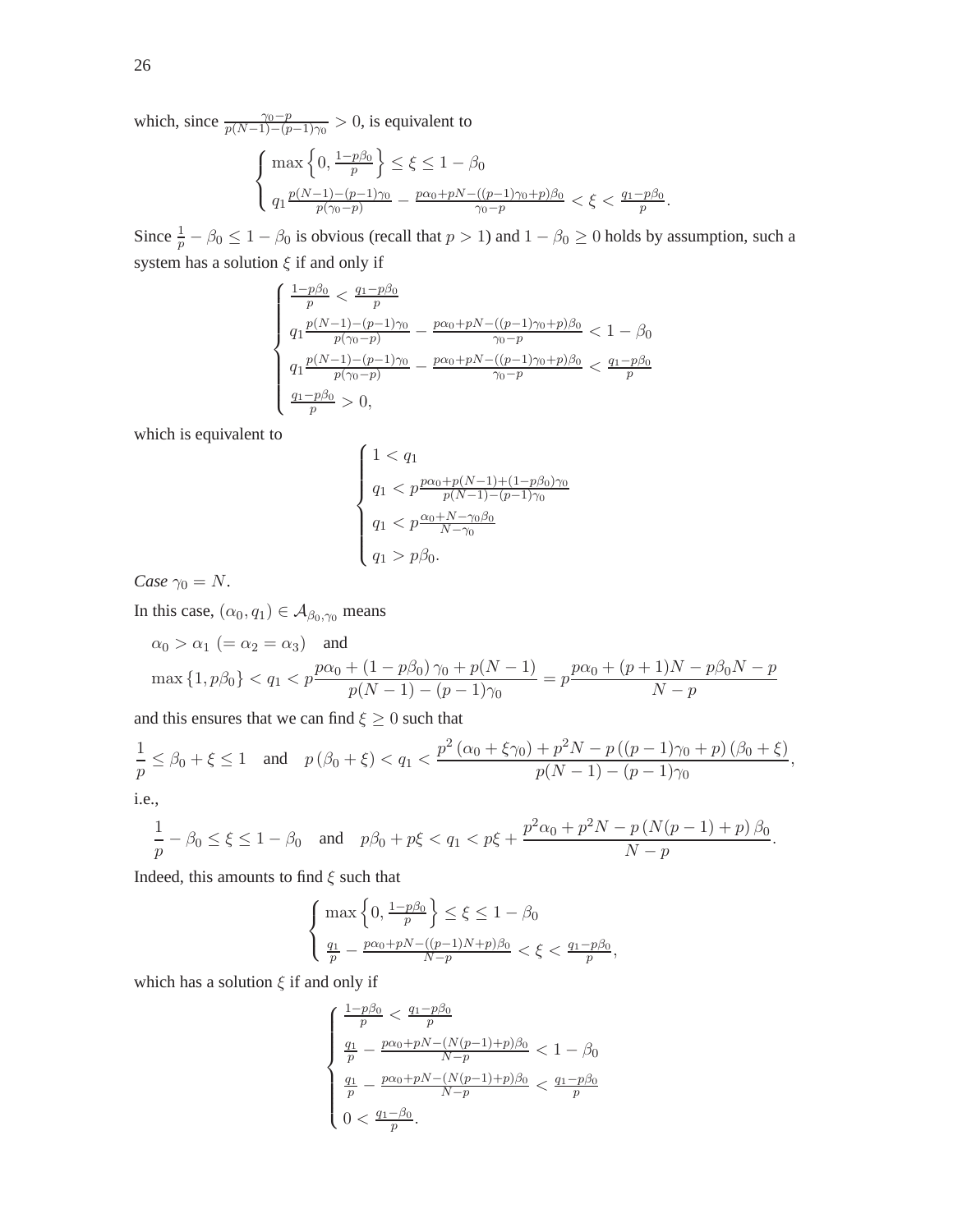which, since $\frac{\gamma_0 - p}{p(N-1)-(p-1)\gamma_0} > 0$, is equivalent to

$$\begin{cases} \max\left\{0, \frac{1-p\beta_0}{p}\right\} \leq \xi \leq 1-\beta_0 \\ q_1 \frac{p(N-1)-(p-1)\gamma_0}{p(\gamma_0-p)} - \frac{p\alpha_0+pN-((p-1)\gamma_0+p)\beta_0}{\gamma_0-p} < \xi < \frac{q_1-p\beta_0}{p}. \end{cases}$$

Since $\frac{1}{p} - \beta_0 \leq 1 - \beta_0$ is obvious (recall that $p > 1$) and $1 - \beta_0 \geq 0$ holds by assumption, such a system has a solution $\xi$ if and only if

$$\begin{cases} \frac{1-p\beta_0}{p} < \frac{q_1-p\beta_0}{p} \\ q_1 \frac{p(N-1)-(p-1)\gamma_0}{p(\gamma_0-p)} - \frac{p\alpha_0+pN-((p-1)\gamma_0+p)\beta_0}{\gamma_0-p} < 1-\beta_0 \\ q_1 \frac{p(N-1)-(p-1)\gamma_0}{p(\gamma_0-p)} - \frac{p\alpha_0+pN-((p-1)\gamma_0+p)\beta_0}{\gamma_0-p} < \frac{q_1-p\beta_0}{p} \\ \frac{q_1-p\beta_0}{p} > 0, \end{cases}$$

which is equivalent to

$$\begin{cases} 1 < q_1 \\ q_1 < p\frac{p\alpha_0+p(N-1)+(1-p\beta_0)\gamma_0}{p(N-1)-(p-1)\gamma_0} \\ q_1 < p\frac{\alpha_0+N-\gamma_0\beta_0}{N-\gamma_0} \\ q_1 > p\beta_0. \end{cases}$$

*Case* $\gamma_0 = N$.

In this case, $(\alpha_0, q_1) \in \mathcal{A}_{\beta_0,\gamma_0}$ means

$$\begin{aligned} &\alpha_0 > \alpha_1 \ (= \alpha_2 = \alpha_3) \quad \text{and} \\ &\max\{1, p\beta_0\} < q_1 < p\frac{p\alpha_0 + (1-p\beta_0)\gamma_0 + p(N-1)}{p(N-1)-(p-1)\gamma_0} = p\frac{p\alpha_0 + (p+1)N - p\beta_0 N - p}{N-p} \end{aligned}$$

and this ensures that we can find $\xi \geq 0$ such that

$$\frac{1}{p} \leq \beta_0 + \xi \leq 1 \quad \text{and} \quad p(\beta_0+\xi) < q_1 < \frac{p^2(\alpha_0+\xi\gamma_0) + p^2 N - p((p-1)\gamma_0+p)(\beta_0+\xi)}{p(N-1)-(p-1)\gamma_0},$$

i.e.,

$$\frac{1}{p} - \beta_0 \leq \xi \leq 1-\beta_0 \quad \text{and} \quad p\beta_0 + p\xi < q_1 < p\xi + \frac{p^2\alpha_0 + p^2 N - p(N(p-1)+p)\beta_0}{N-p}.$$

Indeed, this amounts to find $\xi$ such that

$$\begin{cases} \max\left\{0, \frac{1-p\beta_0}{p}\right\} \leq \xi \leq 1-\beta_0 \\ \frac{q_1}{p} - \frac{p\alpha_0+pN-((p-1)N+p)\beta_0}{N-p} < \xi < \frac{q_1-p\beta_0}{p}, \end{cases}$$

which has a solution $\xi$ if and only if

$$\begin{cases} \frac{1-p\beta_0}{p} < \frac{q_1-p\beta_0}{p} \\ \frac{q_1}{p} - \frac{p\alpha_0+pN-(N(p-1)+p)\beta_0}{N-p} < 1-\beta_0 \\ \frac{q_1}{p} - \frac{p\alpha_0+pN-(N(p-1)+p)\beta_0}{N-p} < \frac{q_1-p\beta_0}{p} \\ 0 < \frac{q_1-\beta_0}{p}. \end{cases}$$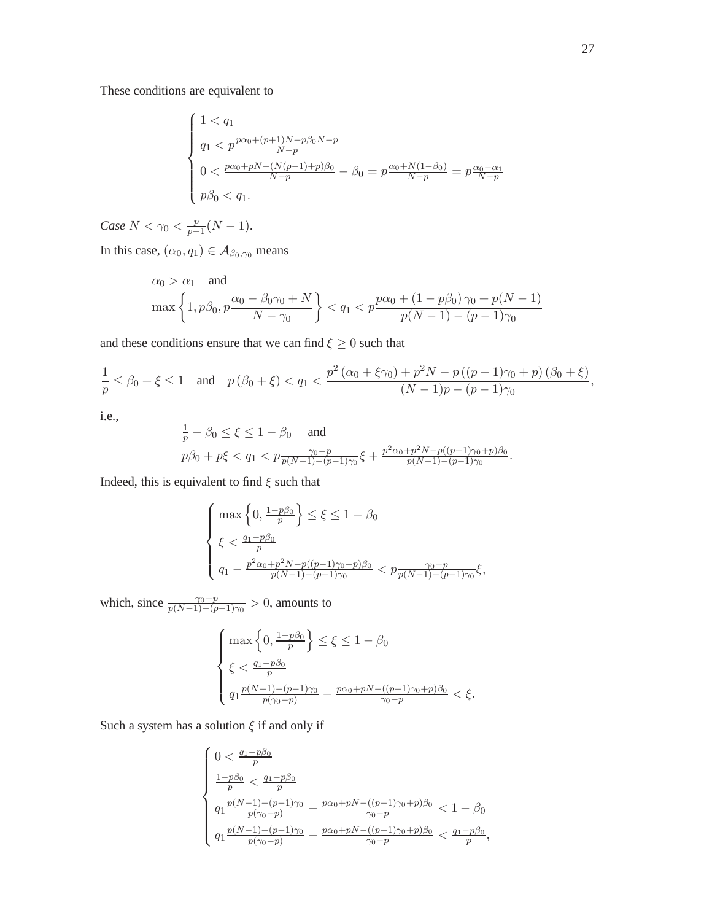These conditions are equivalent to

$$\begin{cases} 1 < q_1 \\ q_1 < p\frac{p\alpha_0+(p+1)N-p\beta_0 N-p}{N-p} \\ 0 < \frac{p\alpha_0+pN-(N(p-1)+p)\beta_0}{N-p} - \beta_0 = p\frac{\alpha_0+N(1-\beta_0)}{N-p} = p\frac{\alpha_0-\alpha_1}{N-p} \\ p\beta_0 < q_1. \end{cases}$$

*Case* $N < \gamma_0 < \frac{p}{p-1}(N-1)$.

In this case, $(\alpha_0, q_1) \in \mathcal{A}_{\beta_0,\gamma_0}$ means

$$\begin{aligned} &\alpha_0 > \alpha_1 \quad \text{and} \\ &\max\left\{1, p\beta_0, p\frac{\alpha_0 - \beta_0\gamma_0 + N}{N-\gamma_0}\right\} < q_1 < p\frac{p\alpha_0 + (1-p\beta_0)\gamma_0 + p(N-1)}{p(N-1)-(p-1)\gamma_0} \end{aligned}$$

and these conditions ensure that we can find $\xi \geq 0$ such that

$$\frac{1}{p} \leq \beta_0 + \xi \leq 1 \quad \text{and} \quad p(\beta_0+\xi) < q_1 < \frac{p^2(\alpha_0+\xi\gamma_0) + p^2 N - p((p-1)\gamma_0+p)(\beta_0+\xi)}{(N-1)p-(p-1)\gamma_0},$$

i.e.,

$$\begin{aligned} &\tfrac{1}{p} - \beta_0 \leq \xi \leq 1 - \beta_0 \quad \text{and} \\ &p\beta_0 + p\xi < q_1 < p\tfrac{\gamma_0 - p}{p(N-1)-(p-1)\gamma_0}\xi + \tfrac{p^2\alpha_0+p^2N-p((p-1)\gamma_0+p)\beta_0}{p(N-1)-(p-1)\gamma_0}. \end{aligned}$$

Indeed, this is equivalent to find $\xi$ such that

$$\begin{cases} \max\left\{0, \frac{1-p\beta_0}{p}\right\} \leq \xi \leq 1-\beta_0 \\ \xi < \frac{q_1 - p\beta_0}{p} \\ q_1 - \frac{p^2\alpha_0+p^2N-p((p-1)\gamma_0+p)\beta_0}{p(N-1)-(p-1)\gamma_0} < p\frac{\gamma_0-p}{p(N-1)-(p-1)\gamma_0}\xi, \end{cases}$$

which, since $\frac{\gamma_0-p}{p(N-1)-(p-1)\gamma_0} > 0$, amounts to

$$\begin{cases} \max\left\{0, \frac{1-p\beta_0}{p}\right\} \leq \xi \leq 1-\beta_0 \\ \xi < \frac{q_1 - p\beta_0}{p} \\ q_1\frac{p(N-1)-(p-1)\gamma_0}{p(\gamma_0-p)} - \frac{p\alpha_0+pN-((p-1)\gamma_0+p)\beta_0}{\gamma_0-p} < \xi. \end{cases}$$

Such a system has a solution $\xi$ if and only if

$$\begin{cases} 0 < \frac{q_1-p\beta_0}{p} \\ \frac{1-p\beta_0}{p} < \frac{q_1-p\beta_0}{p} \\ q_1\frac{p(N-1)-(p-1)\gamma_0}{p(\gamma_0-p)} - \frac{p\alpha_0+pN-((p-1)\gamma_0+p)\beta_0}{\gamma_0-p} < 1-\beta_0 \\ q_1\frac{p(N-1)-(p-1)\gamma_0}{p(\gamma_0-p)} - \frac{p\alpha_0+pN-((p-1)\gamma_0+p)\beta_0}{\gamma_0-p} < \frac{q_1-p\beta_0}{p}, \end{cases}$$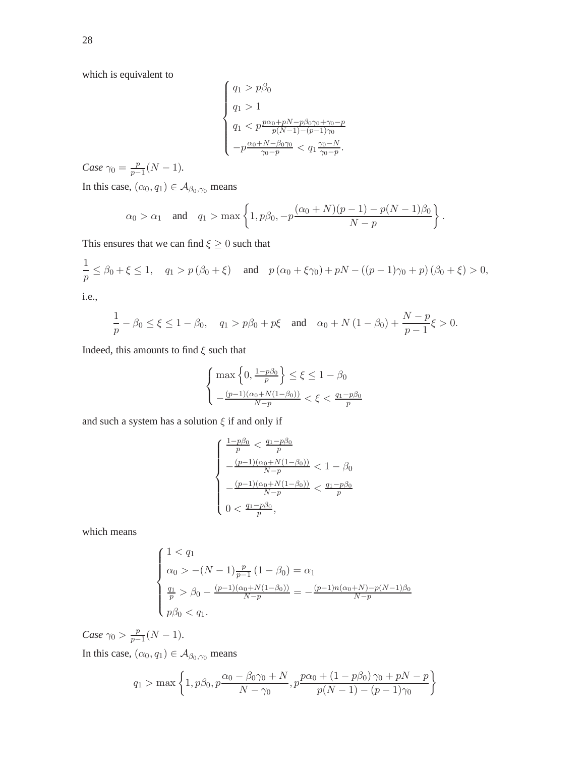which is equivalent to

$$
\begin{cases}
q_1 > p\beta_0 \\
q_1 > 1 \\
q_1 < p\frac{p\alpha_0 + pN - p\beta_0\gamma_0 + \gamma_0 - p}{p(N-1)-(p-1)\gamma_0} \\
-p\frac{\alpha_0 + N - \beta_0\gamma_0}{\gamma_0 - p} < q_1\frac{\gamma_0 - N}{\gamma_0 - p}.
\end{cases}
$$

*Case* $\gamma_0 = \frac{p}{p-1}(N-1)$.

In this case, $(\alpha_0, q_1) \in \mathcal{A}_{\beta_0,\gamma_0}$ means

$$
\alpha_0 > \alpha_1 \quad \text{and} \quad q_1 > \max\left\{1, p\beta_0, -p\frac{(\alpha_0+N)(p-1) - p(N-1)\beta_0}{N-p}\right\}.
$$

This ensures that we can find $\xi \geq 0$ such that

$$
\frac{1}{p} \leq \beta_0 + \xi \leq 1, \quad q_1 > p\left(\beta_0 + \xi\right) \quad \text{and} \quad p\left(\alpha_0 + \xi\gamma_0\right) + pN - \left((p-1)\gamma_0 + p\right)\left(\beta_0 + \xi\right) > 0,
$$

i.e.,

$$
\frac{1}{p} - \beta_0 \leq \xi \leq 1 - \beta_0, \quad q_1 > p\beta_0 + p\xi \quad \text{and} \quad \alpha_0 + N\left(1 - \beta_0\right) + \frac{N-p}{p-1}\xi > 0.
$$

Indeed, this amounts to find $\xi$ such that

$$
\begin{cases}
\max\left\{0, \frac{1-p\beta_0}{p}\right\} \leq \xi \leq 1 - \beta_0 \\
-\frac{(p-1)(\alpha_0 + N(1-\beta_0))}{N-p} < \xi < \frac{q_1 - p\beta_0}{p}
\end{cases}
$$

and such a system has a solution $\xi$ if and only if

$$
\begin{cases}
\frac{1-p\beta_0}{p} < \frac{q_1 - p\beta_0}{p} \\
-\frac{(p-1)(\alpha_0 + N(1-\beta_0))}{N-p} < 1 - \beta_0 \\
-\frac{(p-1)(\alpha_0 + N(1-\beta_0))}{N-p} < \frac{q_1 - p\beta_0}{p} \\
0 < \frac{q_1 - p\beta_0}{p},
\end{cases}
$$

which means

$$
\begin{cases}
1 < q_1 \\
\alpha_0 > -(N-1)\frac{p}{p-1}\left(1 - \beta_0\right) = \alpha_1 \\
\frac{q_1}{p} > \beta_0 - \frac{(p-1)(\alpha_0 + N(1-\beta_0))}{N-p} = -\frac{(p-1)n(\alpha_0+N) - p(N-1)\beta_0}{N-p} \\
p\beta_0 < q_1.
\end{cases}
$$

*Case* $\gamma_0 > \frac{p}{p-1}(N-1)$.

In this case, $(\alpha_0, q_1) \in \mathcal{A}_{\beta_0,\gamma_0}$ means

$$
q_1 > \max\left\{1, p\beta_0, p\frac{\alpha_0 - \beta_0\gamma_0 + N}{N - \gamma_0}, p\frac{p\alpha_0 + (1 - p\beta_0)\gamma_0 + pN - p}{p(N-1) - (p-1)\gamma_0}\right\}
$$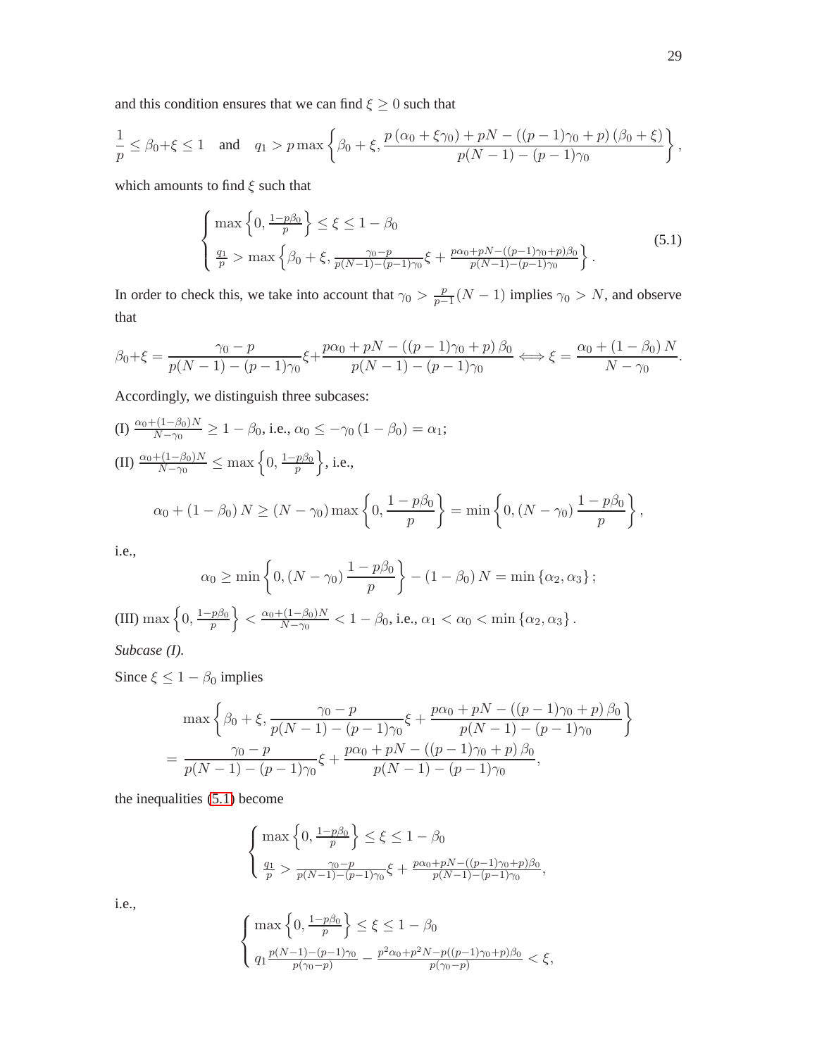and this condition ensures that we can find $\xi \geq 0$ such that

$$\frac{1}{p} \leq \beta_0+\xi \leq 1 \quad \text{and} \quad q_1 > p \max\left\{\beta_0+\xi, \frac{p\left(\alpha_0+\xi\gamma_0\right)+pN-\left((p-1)\gamma_0+p\right)\left(\beta_0+\xi\right)}{p(N-1)-(p-1)\gamma_0}\right\},$$

which amounts to find $\xi$ such that

$$\begin{cases} \max\left\{0, \frac{1-p\beta_0}{p}\right\} \leq \xi \leq 1-\beta_0 \\ \frac{q_1}{p} > \max\left\{\beta_0+\xi, \frac{\gamma_0-p}{p(N-1)-(p-1)\gamma_0}\xi + \frac{p\alpha_0+pN-((p-1)\gamma_0+p)\beta_0}{p(N-1)-(p-1)\gamma_0}\right\}. \end{cases} \tag{5.1}$$

In order to check this, we take into account that $\gamma_0 > \frac{p}{p-1}(N-1)$ implies $\gamma_0 > N$, and observe that

$$\beta_0+\xi = \frac{\gamma_0-p}{p(N-1)-(p-1)\gamma_0}\xi+\frac{p\alpha_0+pN-\left((p-1)\gamma_0+p\right)\beta_0}{p(N-1)-(p-1)\gamma_0} \Longleftrightarrow \xi = \frac{\alpha_0+\left(1-\beta_0\right)N}{N-\gamma_0}.$$

Accordingly, we distinguish three subcases:

(I) $\frac{\alpha_0+(1-\beta_0)N}{N-\gamma_0} \geq 1-\beta_0$, i.e., $\alpha_0 \leq -\gamma_0\left(1-\beta_0\right) = \alpha_1$;

(II) $\frac{\alpha_0+(1-\beta_0)N}{N-\gamma_0} \leq \max\left\{0, \frac{1-p\beta_0}{p}\right\}$, i.e.,

$$\alpha_0+\left(1-\beta_0\right)N \geq \left(N-\gamma_0\right)\max\left\{0, \frac{1-p\beta_0}{p}\right\} = \min\left\{0, \left(N-\gamma_0\right)\frac{1-p\beta_0}{p}\right\},$$

i.e.,

$$\alpha_0 \geq \min\left\{0, \left(N-\gamma_0\right)\frac{1-p\beta_0}{p}\right\} - \left(1-\beta_0\right)N = \min\left\{\alpha_2, \alpha_3\right\};$$

(III) $\max\left\{0, \frac{1-p\beta_0}{p}\right\} < \frac{\alpha_0+(1-\beta_0)N}{N-\gamma_0} < 1-\beta_0$, i.e., $\alpha_1 < \alpha_0 < \min\left\{\alpha_2, \alpha_3\right\}$.

*Subcase (I).*

Since $\xi \leq 1-\beta_0$ implies

$$\begin{aligned} &\max\left\{\beta_0+\xi, \frac{\gamma_0-p}{p(N-1)-(p-1)\gamma_0}\xi + \frac{p\alpha_0+pN-\left((p-1)\gamma_0+p\right)\beta_0}{p(N-1)-(p-1)\gamma_0}\right\} \\ &= \frac{\gamma_0-p}{p(N-1)-(p-1)\gamma_0}\xi + \frac{p\alpha_0+pN-\left((p-1)\gamma_0+p\right)\beta_0}{p(N-1)-(p-1)\gamma_0}, \end{aligned}$$

the inequalities (5.1) become

$$\begin{cases} \max\left\{0, \frac{1-p\beta_0}{p}\right\} \leq \xi \leq 1-\beta_0 \\ \frac{q_1}{p} > \frac{\gamma_0-p}{p(N-1)-(p-1)\gamma_0}\xi + \frac{p\alpha_0+pN-((p-1)\gamma_0+p)\beta_0}{p(N-1)-(p-1)\gamma_0}, \end{cases}$$

i.e.,

$$\begin{cases} \max\left\{0, \frac{1-p\beta_0}{p}\right\} \leq \xi \leq 1-\beta_0 \\ q_1\frac{p(N-1)-(p-1)\gamma_0}{p(\gamma_0-p)} - \frac{p^2\alpha_0+p^2N-p((p-1)\gamma_0+p)\beta_0}{p(\gamma_0-p)} < \xi, \end{cases}$$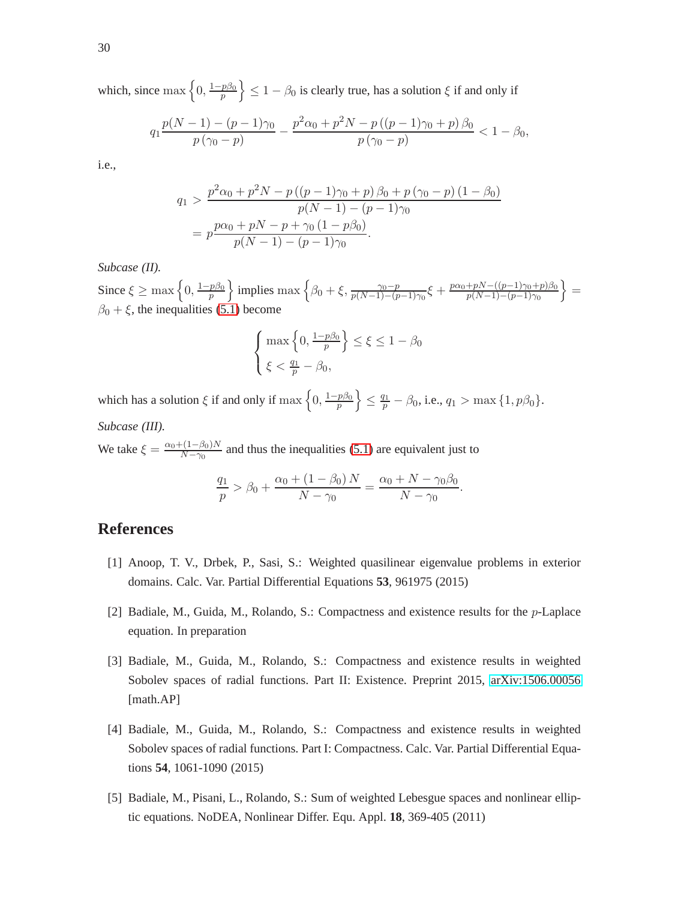which, since $\max\left\{0, \frac{1-p\beta_0}{p}\right\} \leq 1-\beta_0$ is clearly true, has a solution $\xi$ if and only if

$$q_1 \frac{p(N-1)-(p-1)\gamma_0}{p(\gamma_0 - p)} - \frac{p^2\alpha_0 + p^2 N - p\left((p-1)\gamma_0 + p\right)\beta_0}{p(\gamma_0 - p)} < 1 - \beta_0,$$

i.e.,

$$\begin{aligned} q_1 &> \frac{p^2\alpha_0 + p^2 N - p\left((p-1)\gamma_0 + p\right)\beta_0 + p\left(\gamma_0 - p\right)(1-\beta_0)}{p(N-1)-(p-1)\gamma_0} \\ &= p\frac{p\alpha_0 + pN - p + \gamma_0\left(1 - p\beta_0\right)}{p(N-1)-(p-1)\gamma_0}. \end{aligned}$$

*Subcase (II).*

Since $\xi \geq \max\left\{0, \frac{1-p\beta_0}{p}\right\}$ implies $\max\left\{\beta_0 + \xi, \frac{\gamma_0 - p}{p(N-1)-(p-1)\gamma_0}\xi + \frac{p\alpha_0 + pN - ((p-1)\gamma_0 + p)\beta_0}{p(N-1)-(p-1)\gamma_0}\right\} = \beta_0 + \xi$, the inequalities (5.1) become

$$\begin{cases} \max\left\{0, \frac{1-p\beta_0}{p}\right\} \leq \xi \leq 1 - \beta_0 \\ \xi < \frac{q_1}{p} - \beta_0, \end{cases}$$

which has a solution $\xi$ if and only if $\max\left\{0, \frac{1-p\beta_0}{p}\right\} \leq \frac{q_1}{p} - \beta_0$, i.e., $q_1 > \max\{1, p\beta_0\}$.

*Subcase (III).*

We take $\xi = \frac{\alpha_0 + (1-\beta_0)N}{N-\gamma_0}$ and thus the inequalities (5.1) are equivalent just to

$$\frac{q_1}{p} > \beta_0 + \frac{\alpha_0 + (1-\beta_0)N}{N-\gamma_0} = \frac{\alpha_0 + N - \gamma_0\beta_0}{N-\gamma_0}.$$

## References

[1] Anoop, T. V., Drbek, P., Sasi, S.: Weighted quasilinear eigenvalue problems in exterior domains. Calc. Var. Partial Differential Equations **53**, 961975 (2015)

[2] Badiale, M., Guida, M., Rolando, S.: Compactness and existence results for the $p$-Laplace equation. In preparation

[3] Badiale, M., Guida, M., Rolando, S.: Compactness and existence results in weighted Sobolev spaces of radial functions. Part II: Existence. Preprint 2015, arXiv:1506.00056 [math.AP]

[4] Badiale, M., Guida, M., Rolando, S.: Compactness and existence results in weighted Sobolev spaces of radial functions. Part I: Compactness. Calc. Var. Partial Differential Equations **54**, 1061-1090 (2015)

[5] Badiale, M., Pisani, L., Rolando, S.: Sum of weighted Lebesgue spaces and nonlinear elliptic equations. NoDEA, Nonlinear Differ. Equ. Appl. **18**, 369-405 (2011)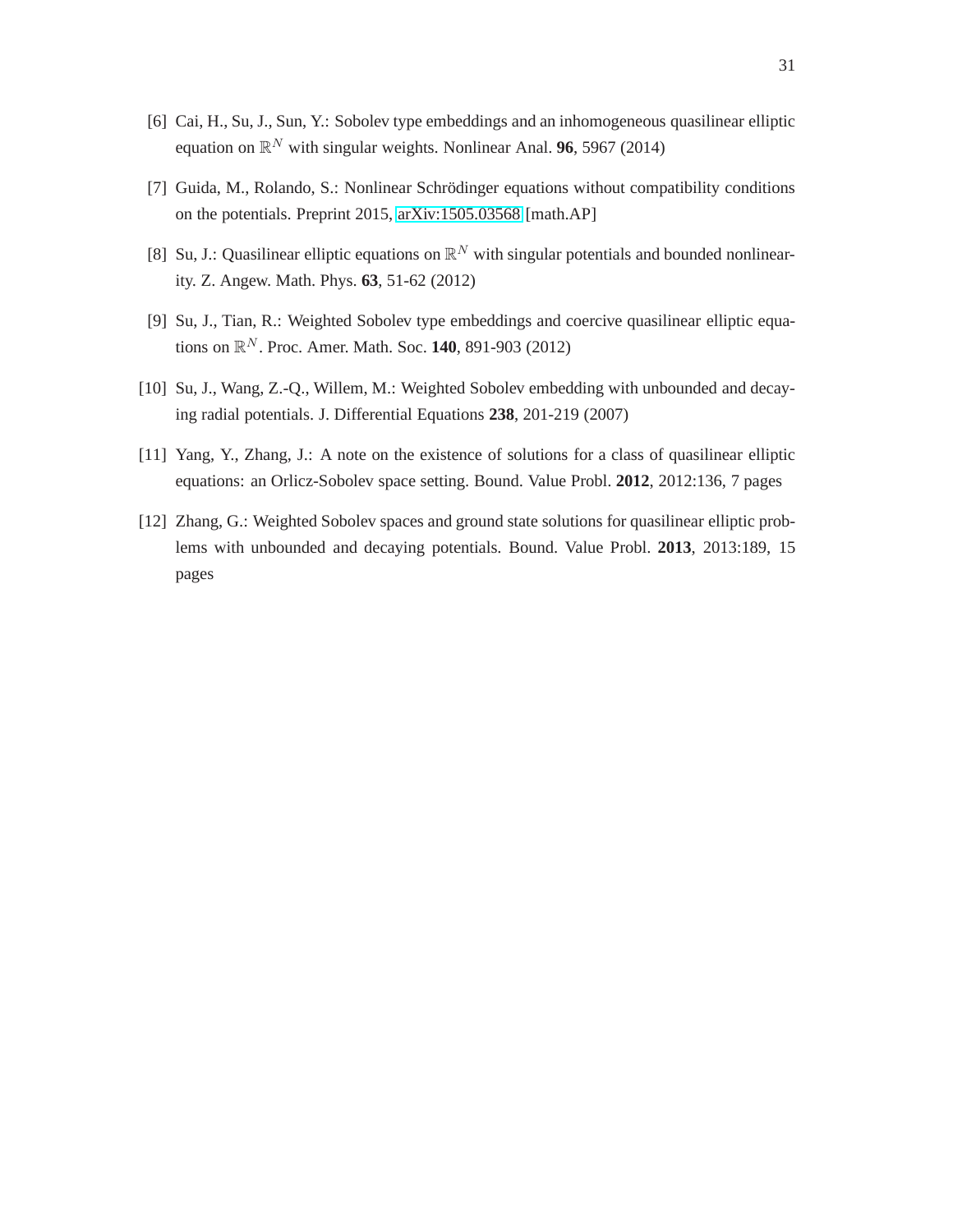[6] Cai, H., Su, J., Sun, Y.: Sobolev type embeddings and an inhomogeneous quasilinear elliptic equation on $\mathbb{R}^N$ with singular weights. Nonlinear Anal. **96**, 5967 (2014)

[7] Guida, M., Rolando, S.: Nonlinear Schrödinger equations without compatibility conditions on the potentials. Preprint 2015, arXiv:1505.03568 [math.AP]

[8] Su, J.: Quasilinear elliptic equations on $\mathbb{R}^N$ with singular potentials and bounded nonlinearity. Z. Angew. Math. Phys. **63**, 51-62 (2012)

[9] Su, J., Tian, R.: Weighted Sobolev type embeddings and coercive quasilinear elliptic equations on $\mathbb{R}^N$. Proc. Amer. Math. Soc. **140**, 891-903 (2012)

[10] Su, J., Wang, Z.-Q., Willem, M.: Weighted Sobolev embedding with unbounded and decaying radial potentials. J. Differential Equations **238**, 201-219 (2007)

[11] Yang, Y., Zhang, J.: A note on the existence of solutions for a class of quasilinear elliptic equations: an Orlicz-Sobolev space setting. Bound. Value Probl. **2012**, 2012:136, 7 pages

[12] Zhang, G.: Weighted Sobolev spaces and ground state solutions for quasilinear elliptic problems with unbounded and decaying potentials. Bound. Value Probl. **2013**, 2013:189, 15 pages